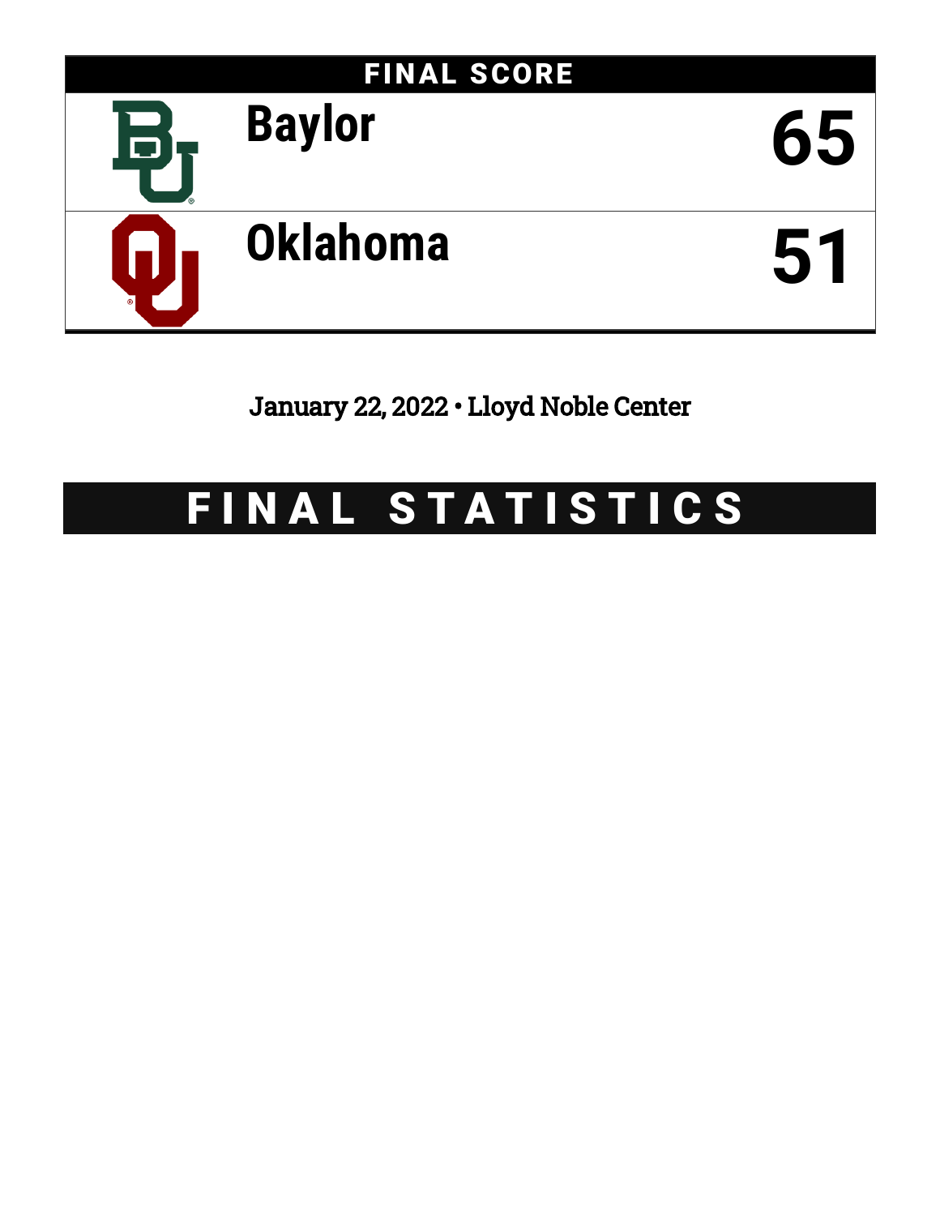## FINAL SCORE

| Team | Score |
|---|---|
| Baylor | 65 |
| Oklahoma | 51 |

January 22, 2022 • Lloyd Noble Center

# FINAL STATISTICS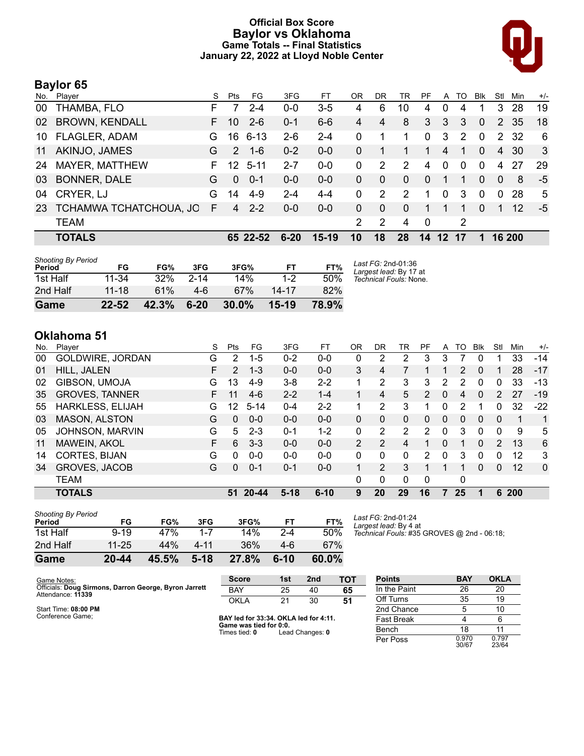# Official Box Score
## Baylor vs Oklahoma
### Game Totals -- Final Statistics
### January 22, 2022 at Lloyd Noble Center

## Baylor 65

| No. | Player | S | Pts | FG | 3FG | FT | OR | DR | TR | PF | A | TO | Blk | Stl | Min | +/- |
|---|---|---|---|---|---|---|---|---|---|---|---|---|---|---|---|---|
| 00 | THAMBA, FLO | F | 7 | 2-4 | 0-0 | 3-5 | 4 | 6 | 10 | 4 | 0 | 4 | 1 | 3 | 28 | 19 |
| 02 | BROWN, KENDALL | F | 10 | 2-6 | 0-1 | 6-6 | 4 | 4 | 8 | 3 | 3 | 3 | 0 | 2 | 35 | 18 |
| 10 | FLAGLER, ADAM | G | 16 | 6-13 | 2-6 | 2-4 | 0 | 1 | 1 | 0 | 3 | 2 | 0 | 2 | 32 | 6 |
| 11 | AKINJO, JAMES | G | 2 | 1-6 | 0-2 | 0-0 | 0 | 1 | 1 | 1 | 4 | 1 | 0 | 4 | 30 | 3 |
| 24 | MAYER, MATTHEW | F | 12 | 5-11 | 2-7 | 0-0 | 0 | 2 | 2 | 4 | 0 | 0 | 0 | 4 | 27 | 29 |
| 03 | BONNER, DALE | G | 0 | 0-1 | 0-0 | 0-0 | 0 | 0 | 0 | 0 | 1 | 1 | 0 | 0 | 8 | -5 |
| 04 | CRYER, LJ | G | 14 | 4-9 | 2-4 | 4-4 | 0 | 2 | 2 | 1 | 0 | 3 | 0 | 0 | 28 | 5 |
| 23 | TCHAMWA TCHATCHOUA, JO | F | 4 | 2-2 | 0-0 | 0-0 | 0 | 0 | 0 | 1 | 1 | 1 | 0 | 1 | 12 | -5 |
| | TEAM | | | | | | 2 | 2 | 4 | 0 | | 2 | | | | |
| | **TOTALS** | | **65** | **22-52** | **6-20** | **15-19** | **10** | **18** | **28** | **14** | **12** | **17** | **1** | **16** | **200** | |

*Shooting By Period*

| Period | FG | FG% | 3FG | 3FG% | FT | FT% |
|---|---|---|---|---|---|---|
| 1st Half | 11-34 | 32% | 2-14 | 14% | 1-2 | 50% |
| 2nd Half | 11-18 | 61% | 4-6 | 67% | 14-17 | 82% |
| **Game** | **22-52** | **42.3%** | **6-20** | **30.0%** | **15-19** | **78.9%** |

*Last FG:* 2nd-01:36
*Largest lead:* By 17 at
*Technical Fouls:* None.

## Oklahoma 51

| No. | Player | S | Pts | FG | 3FG | FT | OR | DR | TR | PF | A | TO | Blk | Stl | Min | +/- |
|---|---|---|---|---|---|---|---|---|---|---|---|---|---|---|---|---|
| 00 | GOLDWIRE, JORDAN | G | 2 | 1-5 | 0-2 | 0-0 | 0 | 2 | 2 | 3 | 3 | 7 | 0 | 1 | 33 | -14 |
| 01 | HILL, JALEN | F | 2 | 1-3 | 0-0 | 0-0 | 3 | 4 | 7 | 1 | 1 | 2 | 0 | 1 | 28 | -17 |
| 02 | GIBSON, UMOJA | G | 13 | 4-9 | 3-8 | 2-2 | 1 | 2 | 3 | 3 | 2 | 2 | 0 | 0 | 33 | -13 |
| 35 | GROVES, TANNER | F | 11 | 4-6 | 2-2 | 1-4 | 1 | 4 | 5 | 2 | 0 | 4 | 0 | 2 | 27 | -19 |
| 55 | HARKLESS, ELIJAH | G | 12 | 5-14 | 0-4 | 2-2 | 1 | 2 | 3 | 1 | 0 | 2 | 1 | 0 | 32 | -22 |
| 03 | MASON, ALSTON | G | 0 | 0-0 | 0-0 | 0-0 | 0 | 0 | 0 | 0 | 0 | 0 | 0 | 0 | 1 | 1 |
| 05 | JOHNSON, MARVIN | G | 5 | 2-3 | 0-1 | 1-2 | 0 | 2 | 2 | 2 | 0 | 3 | 0 | 0 | 9 | 5 |
| 11 | MAWEIN, AKOL | F | 6 | 3-3 | 0-0 | 0-0 | 2 | 2 | 4 | 1 | 0 | 1 | 0 | 2 | 13 | 6 |
| 14 | CORTES, BIJAN | G | 0 | 0-0 | 0-0 | 0-0 | 0 | 0 | 0 | 2 | 0 | 3 | 0 | 0 | 12 | 3 |
| 34 | GROVES, JACOB | G | 0 | 0-1 | 0-1 | 0-0 | 1 | 2 | 3 | 1 | 1 | 1 | 0 | 0 | 12 | 0 |
| | TEAM | | | | | | 0 | 0 | 0 | 0 | | 0 | | | | |
| | **TOTALS** | | **51** | **20-44** | **5-18** | **6-10** | **9** | **20** | **29** | **16** | **7** | **25** | **1** | **6** | **200** | |

*Shooting By Period*

| Period | FG | FG% | 3FG | 3FG% | FT | FT% |
|---|---|---|---|---|---|---|
| 1st Half | 9-19 | 47% | 1-7 | 14% | 2-4 | 50% |
| 2nd Half | 11-25 | 44% | 4-11 | 36% | 4-6 | 67% |
| **Game** | **20-44** | **45.5%** | **5-18** | **27.8%** | **6-10** | **60.0%** |

*Last FG:* 2nd-01:24
*Largest lead:* By 4 at
*Technical Fouls:* #35 GROVES @ 2nd - 06:18;

Game Notes:
Officials: **Doug Sirmons, Darron George, Byron Jarrett**
Attendance: **11339**

Start Time: **08:00 PM**
Conference Game;

| Score | 1st | 2nd | TOT |
|---|---|---|---|
| BAY | 25 | 40 | **65** |
| OKLA | 21 | 30 | **51** |

**BAY led for 33:34. OKLA led for 4:11.**
**Game was tied for 0:0.**
Times tied: **0** Lead Changes: **0**

| Points | BAY | OKLA |
|---|---|---|
| In the Paint | 26 | 20 |
| Off Turns | 35 | 19 |
| 2nd Chance | 5 | 10 |
| Fast Break | 4 | 6 |
| Bench | 18 | 11 |
| Per Poss | 0.970 30/67 | 0.797 23/64 |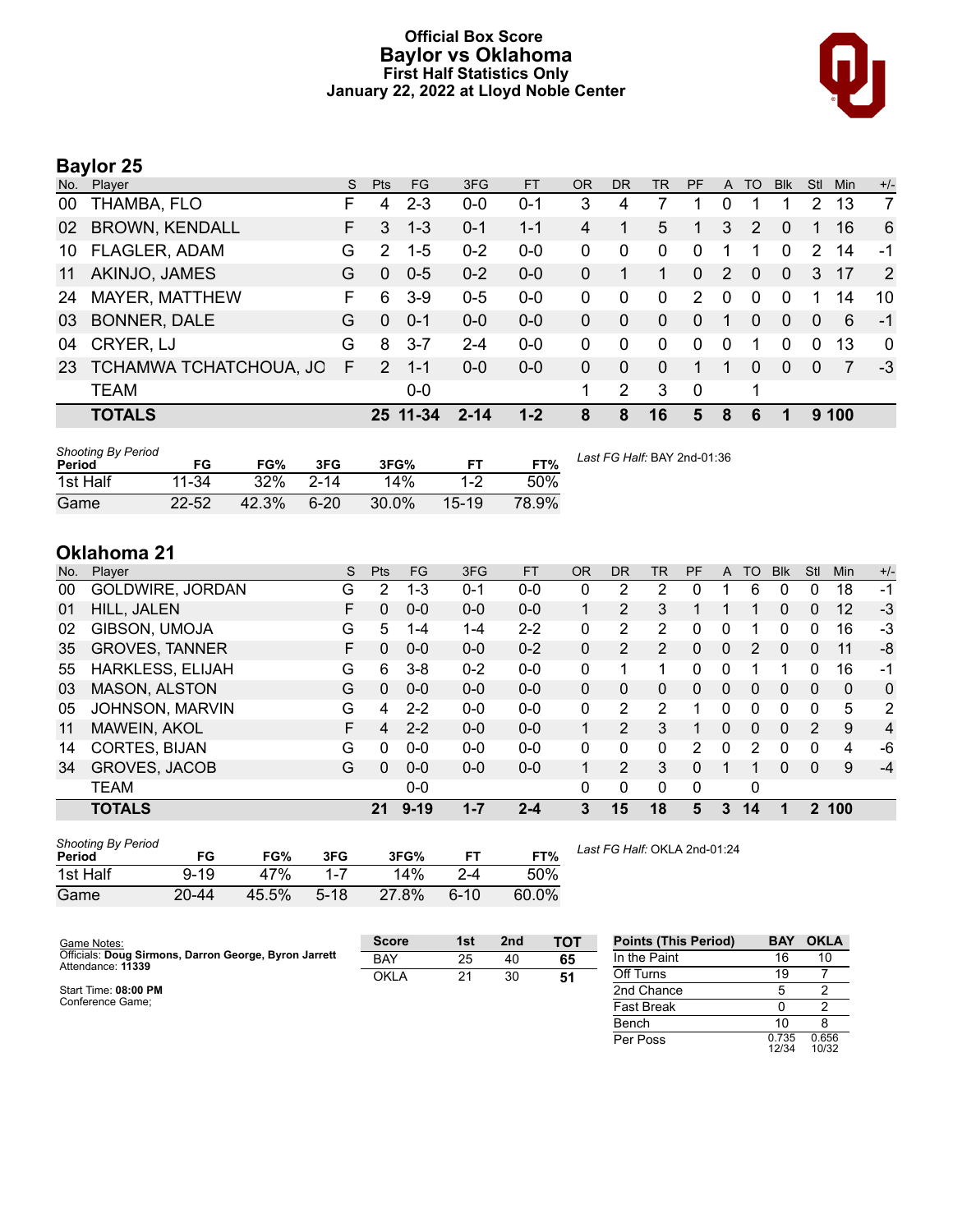# Official Box Score
## Baylor vs Oklahoma
### First Half Statistics Only
### January 22, 2022 at Lloyd Noble Center

## Baylor 25

| No. | Player | S | Pts | FG | 3FG | FT | OR | DR | TR | PF | A | TO | Blk | Stl | Min | +/- |
|---|---|---|---|---|---|---|---|---|---|---|---|---|---|---|---|---|
| 00 | THAMBA, FLO | F | 4 | 2-3 | 0-0 | 0-1 | 3 | 4 | 7 | 1 | 0 | 1 | 1 | 2 | 13 | 7 |
| 02 | BROWN, KENDALL | F | 3 | 1-3 | 0-1 | 1-1 | 4 | 1 | 5 | 1 | 3 | 2 | 0 | 1 | 16 | 6 |
| 10 | FLAGLER, ADAM | G | 2 | 1-5 | 0-2 | 0-0 | 0 | 0 | 0 | 0 | 1 | 1 | 0 | 2 | 14 | -1 |
| 11 | AKINJO, JAMES | G | 0 | 0-5 | 0-2 | 0-0 | 0 | 1 | 1 | 0 | 2 | 0 | 0 | 3 | 17 | 2 |
| 24 | MAYER, MATTHEW | F | 6 | 3-9 | 0-5 | 0-0 | 0 | 0 | 0 | 2 | 0 | 0 | 0 | 1 | 14 | 10 |
| 03 | BONNER, DALE | G | 0 | 0-1 | 0-0 | 0-0 | 0 | 0 | 0 | 0 | 1 | 0 | 0 | 0 | 6 | -1 |
| 04 | CRYER, LJ | G | 8 | 3-7 | 2-4 | 0-0 | 0 | 0 | 0 | 0 | 0 | 1 | 0 | 0 | 13 | 0 |
| 23 | TCHAMWA TCHATCHOUA, JO | F | 2 | 1-1 | 0-0 | 0-0 | 0 | 0 | 0 | 1 | 1 | 0 | 0 | 0 | 7 | -3 |
| | TEAM | | | 0-0 | | | 1 | 2 | 3 | 0 | | 1 | | | | |
| | **TOTALS** | | **25** | **11-34** | **2-14** | **1-2** | **8** | **8** | **16** | **5** | **8** | **6** | **1** | **9** | **100** | |

| Shooting By Period Period | FG | FG% | 3FG | 3FG% | FT | FT% |
|---|---|---|---|---|---|---|
| 1st Half | 11-34 | 32% | 2-14 | 14% | 1-2 | 50% |
| Game | 22-52 | 42.3% | 6-20 | 30.0% | 15-19 | 78.9% |

*Last FG Half:* BAY 2nd-01:36

## Oklahoma 21

| No. | Player | S | Pts | FG | 3FG | FT | OR | DR | TR | PF | A | TO | Blk | Stl | Min | +/- |
|---|---|---|---|---|---|---|---|---|---|---|---|---|---|---|---|---|
| 00 | GOLDWIRE, JORDAN | G | 2 | 1-3 | 0-1 | 0-0 | 0 | 2 | 2 | 0 | 1 | 6 | 0 | 0 | 18 | -1 |
| 01 | HILL, JALEN | F | 0 | 0-0 | 0-0 | 0-0 | 1 | 2 | 3 | 1 | 1 | 1 | 0 | 0 | 12 | -3 |
| 02 | GIBSON, UMOJA | G | 5 | 1-4 | 1-4 | 2-2 | 0 | 2 | 2 | 0 | 0 | 1 | 0 | 0 | 16 | -3 |
| 35 | GROVES, TANNER | F | 0 | 0-0 | 0-0 | 0-2 | 0 | 2 | 2 | 0 | 0 | 2 | 0 | 0 | 11 | -8 |
| 55 | HARKLESS, ELIJAH | G | 6 | 3-8 | 0-2 | 0-0 | 0 | 1 | 1 | 0 | 0 | 1 | 1 | 0 | 16 | -1 |
| 03 | MASON, ALSTON | G | 0 | 0-0 | 0-0 | 0-0 | 0 | 0 | 0 | 0 | 0 | 0 | 0 | 0 | 0 | 0 |
| 05 | JOHNSON, MARVIN | G | 4 | 2-2 | 0-0 | 0-0 | 0 | 2 | 2 | 1 | 0 | 0 | 0 | 0 | 5 | 2 |
| 11 | MAWEIN, AKOL | F | 4 | 2-2 | 0-0 | 0-0 | 1 | 2 | 3 | 1 | 0 | 0 | 0 | 2 | 9 | 4 |
| 14 | CORTES, BIJAN | G | 0 | 0-0 | 0-0 | 0-0 | 0 | 0 | 0 | 2 | 0 | 2 | 0 | 0 | 4 | -6 |
| 34 | GROVES, JACOB | G | 0 | 0-0 | 0-0 | 0-0 | 1 | 2 | 3 | 0 | 1 | 1 | 0 | 0 | 9 | -4 |
| | TEAM | | | 0-0 | | | 0 | 0 | 0 | 0 | | 0 | | | | |
| | **TOTALS** | | **21** | **9-19** | **1-7** | **2-4** | **3** | **15** | **18** | **5** | **3** | **14** | **1** | **2** | **100** | |

| Shooting By Period Period | FG | FG% | 3FG | 3FG% | FT | FT% |
|---|---|---|---|---|---|---|
| 1st Half | 9-19 | 47% | 1-7 | 14% | 2-4 | 50% |
| Game | 20-44 | 45.5% | 5-18 | 27.8% | 6-10 | 60.0% |

*Last FG Half:* OKLA 2nd-01:24

Game Notes:
Officials: **Doug Sirmons, Darron George, Byron Jarrett**
Attendance: **11339**

Start Time: **08:00 PM**
Conference Game;

| Score | 1st | 2nd | TOT |
|---|---|---|---|
| BAY | 25 | 40 | **65** |
| OKLA | 21 | 30 | **51** |

| Points (This Period) | BAY | OKLA |
|---|---|---|
| In the Paint | 16 | 10 |
| Off Turns | 19 | 7 |
| 2nd Chance | 5 | 2 |
| Fast Break | 0 | 2 |
| Bench | 10 | 8 |
| Per Poss | 0.735 12/34 | 0.656 10/32 |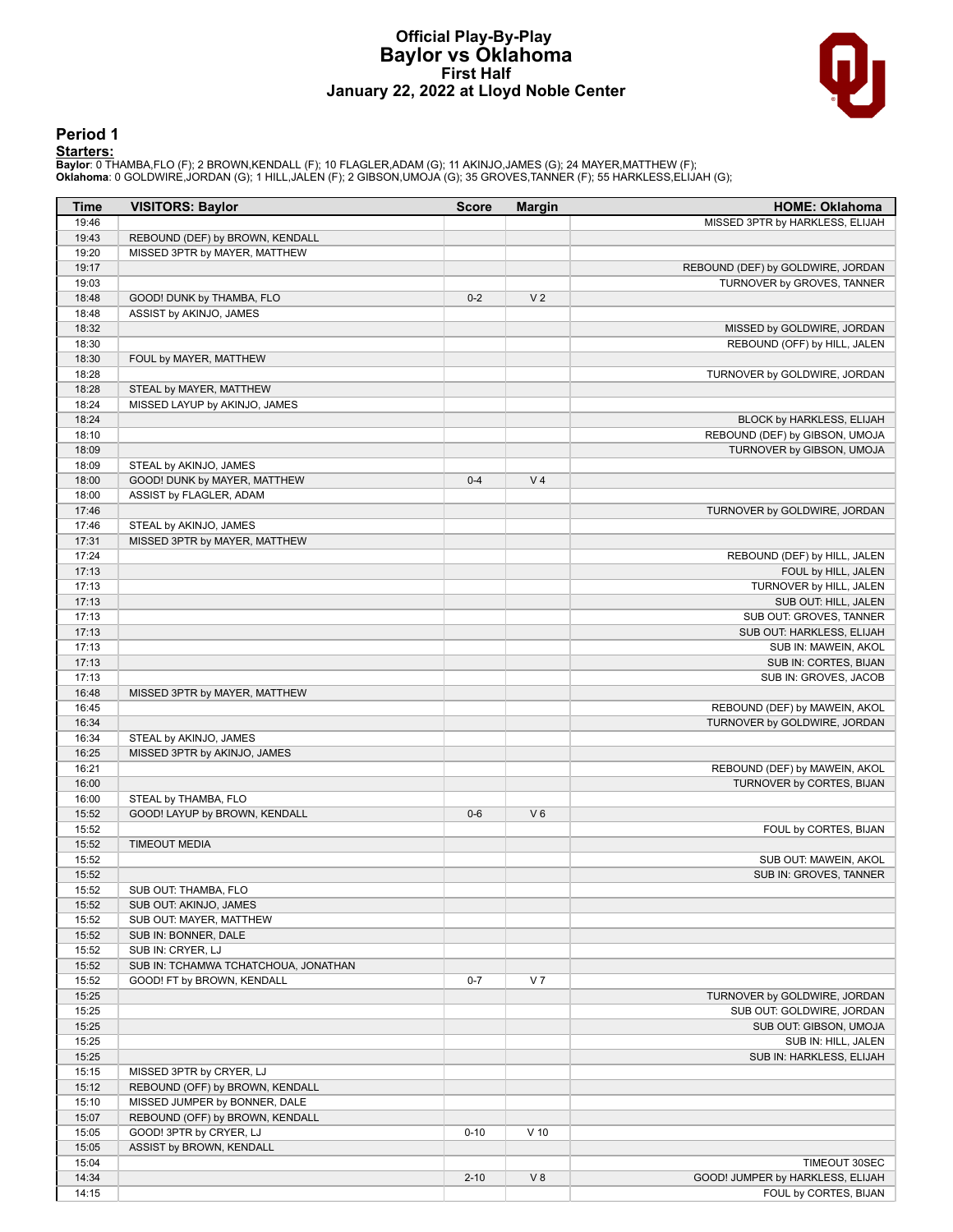# Official Play-By-Play
## Baylor vs Oklahoma
### First Half
### January 22, 2022 at Lloyd Noble Center

### Period 1

**Starters:**

**Baylor**: 0 THAMBA,FLO (F); 2 BROWN,KENDALL (F); 10 FLAGLER,ADAM (G); 11 AKINJO,JAMES (G); 24 MAYER,MATTHEW (F);
**Oklahoma**: 0 GOLDWIRE,JORDAN (G); 1 HILL,JALEN (F); 2 GIBSON,UMOJA (G); 35 GROVES,TANNER (F); 55 HARKLESS,ELIJAH (G);

| Time | VISITORS: Baylor | Score | Margin | HOME: Oklahoma |
|---|---|---|---|---|
| 19:46 | | | | MISSED 3PTR by HARKLESS, ELIJAH |
| 19:43 | REBOUND (DEF) by BROWN, KENDALL | | | |
| 19:20 | MISSED 3PTR by MAYER, MATTHEW | | | |
| 19:17 | | | | REBOUND (DEF) by GOLDWIRE, JORDAN |
| 19:03 | | | | TURNOVER by GROVES, TANNER |
| 18:48 | GOOD! DUNK by THAMBA, FLO | 0-2 | V 2 | |
| 18:48 | ASSIST by AKINJO, JAMES | | | |
| 18:32 | | | | MISSED by GOLDWIRE, JORDAN |
| 18:30 | | | | REBOUND (OFF) by HILL, JALEN |
| 18:30 | FOUL by MAYER, MATTHEW | | | |
| 18:28 | | | | TURNOVER by GOLDWIRE, JORDAN |
| 18:28 | STEAL by MAYER, MATTHEW | | | |
| 18:24 | MISSED LAYUP by AKINJO, JAMES | | | |
| 18:24 | | | | BLOCK by HARKLESS, ELIJAH |
| 18:10 | | | | REBOUND (DEF) by GIBSON, UMOJA |
| 18:09 | | | | TURNOVER by GIBSON, UMOJA |
| 18:09 | STEAL by AKINJO, JAMES | | | |
| 18:00 | GOOD! DUNK by MAYER, MATTHEW | 0-4 | V 4 | |
| 18:00 | ASSIST by FLAGLER, ADAM | | | |
| 17:46 | | | | TURNOVER by GOLDWIRE, JORDAN |
| 17:46 | STEAL by AKINJO, JAMES | | | |
| 17:31 | MISSED 3PTR by MAYER, MATTHEW | | | |
| 17:24 | | | | REBOUND (DEF) by HILL, JALEN |
| 17:13 | | | | FOUL by HILL, JALEN |
| 17:13 | | | | TURNOVER by HILL, JALEN |
| 17:13 | | | | SUB OUT: HILL, JALEN |
| 17:13 | | | | SUB OUT: GROVES, TANNER |
| 17:13 | | | | SUB OUT: HARKLESS, ELIJAH |
| 17:13 | | | | SUB IN: MAWEIN, AKOL |
| 17:13 | | | | SUB IN: CORTES, BIJAN |
| 17:13 | | | | SUB IN: GROVES, JACOB |
| 16:48 | MISSED 3PTR by MAYER, MATTHEW | | | |
| 16:45 | | | | REBOUND (DEF) by MAWEIN, AKOL |
| 16:34 | | | | TURNOVER by GOLDWIRE, JORDAN |
| 16:34 | STEAL by AKINJO, JAMES | | | |
| 16:25 | MISSED 3PTR by AKINJO, JAMES | | | |
| 16:21 | | | | REBOUND (DEF) by MAWEIN, AKOL |
| 16:00 | | | | TURNOVER by CORTES, BIJAN |
| 16:00 | STEAL by THAMBA, FLO | | | |
| 15:52 | GOOD! LAYUP by BROWN, KENDALL | 0-6 | V 6 | |
| 15:52 | | | | FOUL by CORTES, BIJAN |
| 15:52 | TIMEOUT MEDIA | | | |
| 15:52 | | | | SUB OUT: MAWEIN, AKOL |
| 15:52 | | | | SUB IN: GROVES, TANNER |
| 15:52 | SUB OUT: THAMBA, FLO | | | |
| 15:52 | SUB OUT: AKINJO, JAMES | | | |
| 15:52 | SUB OUT: MAYER, MATTHEW | | | |
| 15:52 | SUB IN: BONNER, DALE | | | |
| 15:52 | SUB IN: CRYER, LJ | | | |
| 15:52 | SUB IN: TCHAMWA TCHATCHOUA, JONATHAN | | | |
| 15:52 | GOOD! FT by BROWN, KENDALL | 0-7 | V 7 | |
| 15:25 | | | | TURNOVER by GOLDWIRE, JORDAN |
| 15:25 | | | | SUB OUT: GOLDWIRE, JORDAN |
| 15:25 | | | | SUB OUT: GIBSON, UMOJA |
| 15:25 | | | | SUB IN: HILL, JALEN |
| 15:25 | | | | SUB IN: HARKLESS, ELIJAH |
| 15:15 | MISSED 3PTR by CRYER, LJ | | | |
| 15:12 | REBOUND (OFF) by BROWN, KENDALL | | | |
| 15:10 | MISSED JUMPER by BONNER, DALE | | | |
| 15:07 | REBOUND (OFF) by BROWN, KENDALL | | | |
| 15:05 | GOOD! 3PTR by CRYER, LJ | 0-10 | V 10 | |
| 15:05 | ASSIST by BROWN, KENDALL | | | |
| 15:04 | | | | TIMEOUT 30SEC |
| 14:34 | | 2-10 | V 8 | GOOD! JUMPER by HARKLESS, ELIJAH |
| 14:15 | | | | FOUL by CORTES, BIJAN |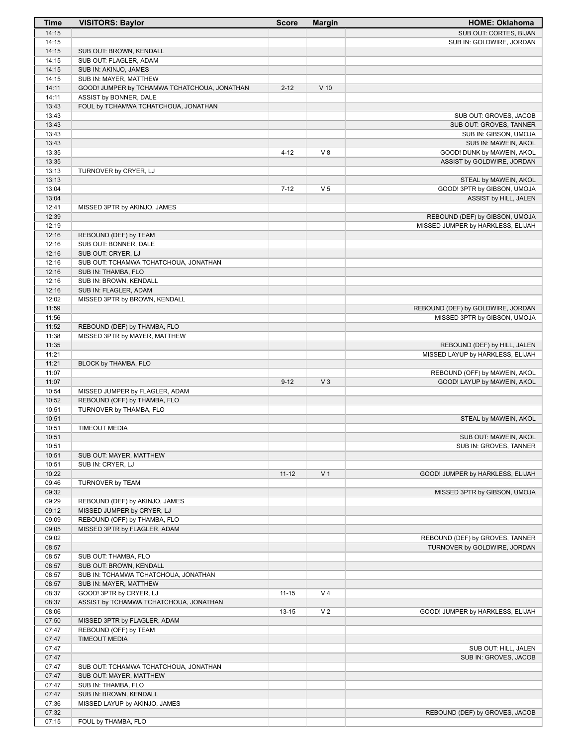| Time | VISITORS: Baylor | Score | Margin | HOME: Oklahoma |
|---|---|---|---|---|
| 14:15 | | | | SUB OUT: CORTES, BIJAN |
| 14:15 | | | | SUB IN: GOLDWIRE, JORDAN |
| 14:15 | SUB OUT: BROWN, KENDALL | | | |
| 14:15 | SUB OUT: FLAGLER, ADAM | | | |
| 14:15 | SUB IN: AKINJO, JAMES | | | |
| 14:15 | SUB IN: MAYER, MATTHEW | | | |
| 14:11 | GOOD! JUMPER by TCHAMWA TCHATCHOUA, JONATHAN | 2-12 | V 10 | |
| 14:11 | ASSIST by BONNER, DALE | | | |
| 13:43 | FOUL by TCHAMWA TCHATCHOUA, JONATHAN | | | |
| 13:43 | | | | SUB OUT: GROVES, JACOB |
| 13:43 | | | | SUB OUT: GROVES, TANNER |
| 13:43 | | | | SUB IN: GIBSON, UMOJA |
| 13:43 | | | | SUB IN: MAWEIN, AKOL |
| 13:35 | | 4-12 | V 8 | GOOD! DUNK by MAWEIN, AKOL |
| 13:35 | | | | ASSIST by GOLDWIRE, JORDAN |
| 13:13 | TURNOVER by CRYER, LJ | | | |
| 13:13 | | | | STEAL by MAWEIN, AKOL |
| 13:04 | | 7-12 | V 5 | GOOD! 3PTR by GIBSON, UMOJA |
| 13:04 | | | | ASSIST by HILL, JALEN |
| 12:41 | MISSED 3PTR by AKINJO, JAMES | | | |
| 12:39 | | | | REBOUND (DEF) by GIBSON, UMOJA |
| 12:19 | | | | MISSED JUMPER by HARKLESS, ELIJAH |
| 12:16 | REBOUND (DEF) by TEAM | | | |
| 12:16 | SUB OUT: BONNER, DALE | | | |
| 12:16 | SUB OUT: CRYER, LJ | | | |
| 12:16 | SUB OUT: TCHAMWA TCHATCHOUA, JONATHAN | | | |
| 12:16 | SUB IN: THAMBA, FLO | | | |
| 12:16 | SUB IN: BROWN, KENDALL | | | |
| 12:16 | SUB IN: FLAGLER, ADAM | | | |
| 12:02 | MISSED 3PTR by BROWN, KENDALL | | | |
| 11:59 | | | | REBOUND (DEF) by GOLDWIRE, JORDAN |
| 11:56 | | | | MISSED 3PTR by GIBSON, UMOJA |
| 11:52 | REBOUND (DEF) by THAMBA, FLO | | | |
| 11:38 | MISSED 3PTR by MAYER, MATTHEW | | | |
| 11:35 | | | | REBOUND (DEF) by HILL, JALEN |
| 11:21 | | | | MISSED LAYUP by HARKLESS, ELIJAH |
| 11:21 | BLOCK by THAMBA, FLO | | | |
| 11:07 | | | | REBOUND (OFF) by MAWEIN, AKOL |
| 11:07 | | 9-12 | V 3 | GOOD! LAYUP by MAWEIN, AKOL |
| 10:54 | MISSED JUMPER by FLAGLER, ADAM | | | |
| 10:52 | REBOUND (OFF) by THAMBA, FLO | | | |
| 10:51 | TURNOVER by THAMBA, FLO | | | |
| 10:51 | | | | STEAL by MAWEIN, AKOL |
| 10:51 | TIMEOUT MEDIA | | | |
| 10:51 | | | | SUB OUT: MAWEIN, AKOL |
| 10:51 | | | | SUB IN: GROVES, TANNER |
| 10:51 | SUB OUT: MAYER, MATTHEW | | | |
| 10:51 | SUB IN: CRYER, LJ | | | |
| 10:22 | | 11-12 | V 1 | GOOD! JUMPER by HARKLESS, ELIJAH |
| 09:46 | TURNOVER by TEAM | | | |
| 09:32 | | | | MISSED 3PTR by GIBSON, UMOJA |
| 09:29 | REBOUND (DEF) by AKINJO, JAMES | | | |
| 09:12 | MISSED JUMPER by CRYER, LJ | | | |
| 09:09 | REBOUND (OFF) by THAMBA, FLO | | | |
| 09:05 | MISSED 3PTR by FLAGLER, ADAM | | | |
| 09:02 | | | | REBOUND (DEF) by GROVES, TANNER |
| 08:57 | | | | TURNOVER by GOLDWIRE, JORDAN |
| 08:57 | SUB OUT: THAMBA, FLO | | | |
| 08:57 | SUB OUT: BROWN, KENDALL | | | |
| 08:57 | SUB IN: TCHAMWA TCHATCHOUA, JONATHAN | | | |
| 08:57 | SUB IN: MAYER, MATTHEW | | | |
| 08:37 | GOOD! 3PTR by CRYER, LJ | 11-15 | V 4 | |
| 08:37 | ASSIST by TCHAMWA TCHATCHOUA, JONATHAN | | | |
| 08:06 | | 13-15 | V 2 | GOOD! JUMPER by HARKLESS, ELIJAH |
| 07:50 | MISSED 3PTR by FLAGLER, ADAM | | | |
| 07:47 | REBOUND (OFF) by TEAM | | | |
| 07:47 | TIMEOUT MEDIA | | | |
| 07:47 | | | | SUB OUT: HILL, JALEN |
| 07:47 | | | | SUB IN: GROVES, JACOB |
| 07:47 | SUB OUT: TCHAMWA TCHATCHOUA, JONATHAN | | | |
| 07:47 | SUB OUT: MAYER, MATTHEW | | | |
| 07:47 | SUB IN: THAMBA, FLO | | | |
| 07:47 | SUB IN: BROWN, KENDALL | | | |
| 07:36 | MISSED LAYUP by AKINJO, JAMES | | | |
| 07:32 | | | | REBOUND (DEF) by GROVES, JACOB |
| 07:15 | FOUL by THAMBA, FLO | | | |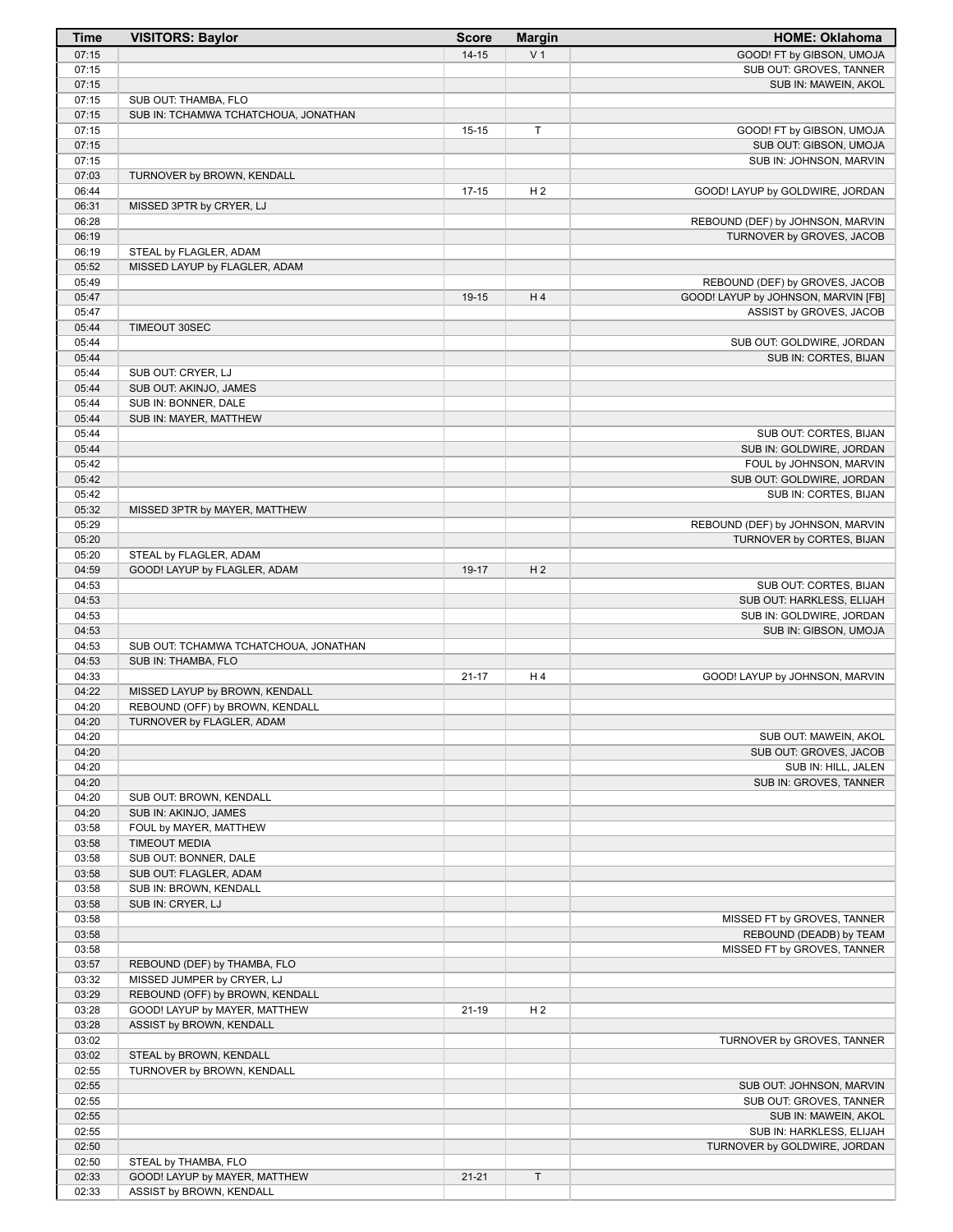| Time | VISITORS: Baylor | Score | Margin | HOME: Oklahoma |
|---|---|---|---|---|
| 07:15 | | 14-15 | V 1 | GOOD! FT by GIBSON, UMOJA |
| 07:15 | | | | SUB OUT: GROVES, TANNER |
| 07:15 | | | | SUB IN: MAWEIN, AKOL |
| 07:15 | SUB OUT: THAMBA, FLO | | | |
| 07:15 | SUB IN: TCHAMWA TCHATCHOUA, JONATHAN | | | |
| 07:15 | | 15-15 | T | GOOD! FT by GIBSON, UMOJA |
| 07:15 | | | | SUB OUT: GIBSON, UMOJA |
| 07:15 | | | | SUB IN: JOHNSON, MARVIN |
| 07:03 | TURNOVER by BROWN, KENDALL | | | |
| 06:44 | | 17-15 | H 2 | GOOD! LAYUP by GOLDWIRE, JORDAN |
| 06:31 | MISSED 3PTR by CRYER, LJ | | | |
| 06:28 | | | | REBOUND (DEF) by JOHNSON, MARVIN |
| 06:19 | | | | TURNOVER by GROVES, JACOB |
| 06:19 | STEAL by FLAGLER, ADAM | | | |
| 05:52 | MISSED LAYUP by FLAGLER, ADAM | | | |
| 05:49 | | | | REBOUND (DEF) by GROVES, JACOB |
| 05:47 | | 19-15 | H 4 | GOOD! LAYUP by JOHNSON, MARVIN [FB] |
| 05:47 | | | | ASSIST by GROVES, JACOB |
| 05:44 | TIMEOUT 30SEC | | | |
| 05:44 | | | | SUB OUT: GOLDWIRE, JORDAN |
| 05:44 | | | | SUB IN: CORTES, BIJAN |
| 05:44 | SUB OUT: CRYER, LJ | | | |
| 05:44 | SUB OUT: AKINJO, JAMES | | | |
| 05:44 | SUB IN: BONNER, DALE | | | |
| 05:44 | SUB IN: MAYER, MATTHEW | | | |
| 05:44 | | | | SUB OUT: CORTES, BIJAN |
| 05:44 | | | | SUB IN: GOLDWIRE, JORDAN |
| 05:42 | | | | FOUL by JOHNSON, MARVIN |
| 05:42 | | | | SUB OUT: GOLDWIRE, JORDAN |
| 05:42 | | | | SUB IN: CORTES, BIJAN |
| 05:32 | MISSED 3PTR by MAYER, MATTHEW | | | |
| 05:29 | | | | REBOUND (DEF) by JOHNSON, MARVIN |
| 05:20 | | | | TURNOVER by CORTES, BIJAN |
| 05:20 | STEAL by FLAGLER, ADAM | | | |
| 04:59 | GOOD! LAYUP by FLAGLER, ADAM | 19-17 | H 2 | |
| 04:53 | | | | SUB OUT: CORTES, BIJAN |
| 04:53 | | | | SUB OUT: HARKLESS, ELIJAH |
| 04:53 | | | | SUB IN: GOLDWIRE, JORDAN |
| 04:53 | | | | SUB IN: GIBSON, UMOJA |
| 04:53 | SUB OUT: TCHAMWA TCHATCHOUA, JONATHAN | | | |
| 04:53 | SUB IN: THAMBA, FLO | | | |
| 04:33 | | 21-17 | H 4 | GOOD! LAYUP by JOHNSON, MARVIN |
| 04:22 | MISSED LAYUP by BROWN, KENDALL | | | |
| 04:20 | REBOUND (OFF) by BROWN, KENDALL | | | |
| 04:20 | TURNOVER by FLAGLER, ADAM | | | |
| 04:20 | | | | SUB OUT: MAWEIN, AKOL |
| 04:20 | | | | SUB OUT: GROVES, JACOB |
| 04:20 | | | | SUB IN: HILL, JALEN |
| 04:20 | | | | SUB IN: GROVES, TANNER |
| 04:20 | SUB OUT: BROWN, KENDALL | | | |
| 04:20 | SUB IN: AKINJO, JAMES | | | |
| 03:58 | FOUL by MAYER, MATTHEW | | | |
| 03:58 | TIMEOUT MEDIA | | | |
| 03:58 | SUB OUT: BONNER, DALE | | | |
| 03:58 | SUB OUT: FLAGLER, ADAM | | | |
| 03:58 | SUB IN: BROWN, KENDALL | | | |
| 03:58 | SUB IN: CRYER, LJ | | | |
| 03:58 | | | | MISSED FT by GROVES, TANNER |
| 03:58 | | | | REBOUND (DEADB) by TEAM |
| 03:58 | | | | MISSED FT by GROVES, TANNER |
| 03:57 | REBOUND (DEF) by THAMBA, FLO | | | |
| 03:32 | MISSED JUMPER by CRYER, LJ | | | |
| 03:29 | REBOUND (OFF) by BROWN, KENDALL | | | |
| 03:28 | GOOD! LAYUP by MAYER, MATTHEW | 21-19 | H 2 | |
| 03:28 | ASSIST by BROWN, KENDALL | | | |
| 03:02 | | | | TURNOVER by GROVES, TANNER |
| 03:02 | STEAL by BROWN, KENDALL | | | |
| 02:55 | TURNOVER by BROWN, KENDALL | | | |
| 02:55 | | | | SUB OUT: JOHNSON, MARVIN |
| 02:55 | | | | SUB OUT: GROVES, TANNER |
| 02:55 | | | | SUB IN: MAWEIN, AKOL |
| 02:55 | | | | SUB IN: HARKLESS, ELIJAH |
| 02:50 | | | | TURNOVER by GOLDWIRE, JORDAN |
| 02:50 | STEAL by THAMBA, FLO | | | |
| 02:33 | GOOD! LAYUP by MAYER, MATTHEW | 21-21 | T | |
| 02:33 | ASSIST by BROWN, KENDALL | | | |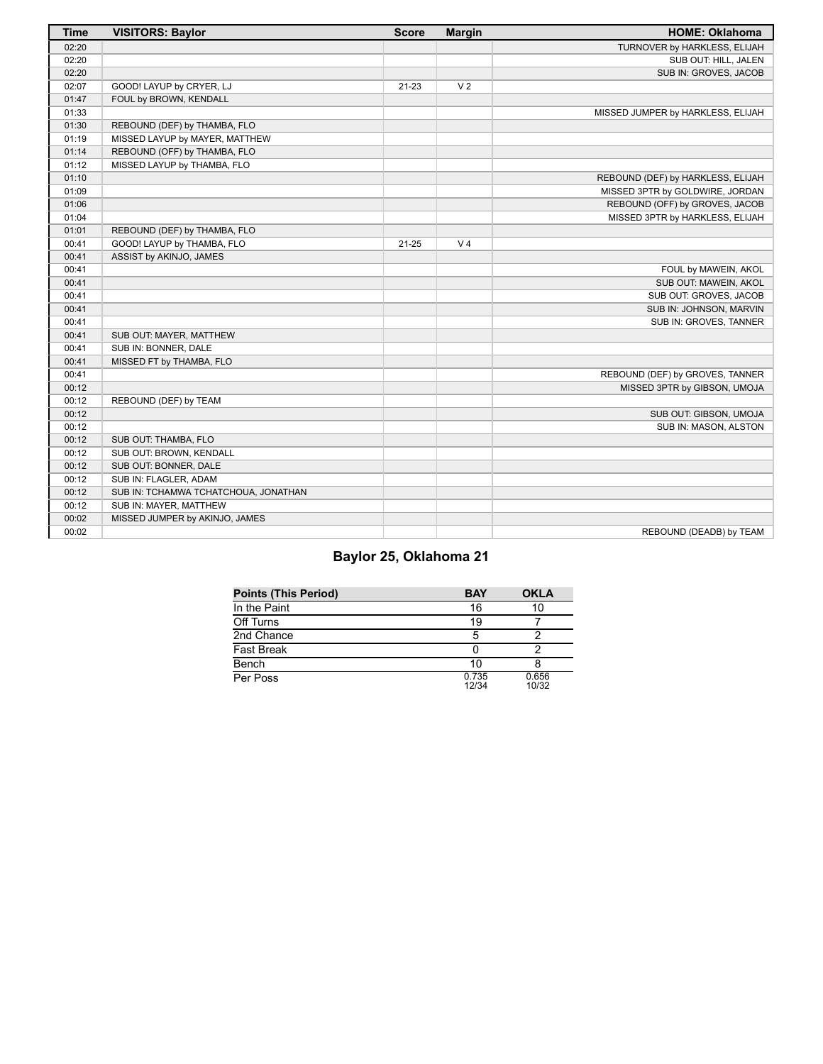| Time | VISITORS: Baylor | Score | Margin | HOME: Oklahoma |
|---|---|---|---|---|
| 02:20 | | | | TURNOVER by HARKLESS, ELIJAH |
| 02:20 | | | | SUB OUT: HILL, JALEN |
| 02:20 | | | | SUB IN: GROVES, JACOB |
| 02:07 | GOOD! LAYUP by CRYER, LJ | 21-23 | V 2 | |
| 01:47 | FOUL by BROWN, KENDALL | | | |
| 01:33 | | | | MISSED JUMPER by HARKLESS, ELIJAH |
| 01:30 | REBOUND (DEF) by THAMBA, FLO | | | |
| 01:19 | MISSED LAYUP by MAYER, MATTHEW | | | |
| 01:14 | REBOUND (OFF) by THAMBA, FLO | | | |
| 01:12 | MISSED LAYUP by THAMBA, FLO | | | |
| 01:10 | | | | REBOUND (DEF) by HARKLESS, ELIJAH |
| 01:09 | | | | MISSED 3PTR by GOLDWIRE, JORDAN |
| 01:06 | | | | REBOUND (OFF) by GROVES, JACOB |
| 01:04 | | | | MISSED 3PTR by HARKLESS, ELIJAH |
| 01:01 | REBOUND (DEF) by THAMBA, FLO | | | |
| 00:41 | GOOD! LAYUP by THAMBA, FLO | 21-25 | V 4 | |
| 00:41 | ASSIST by AKINJO, JAMES | | | |
| 00:41 | | | | FOUL by MAWEIN, AKOL |
| 00:41 | | | | SUB OUT: MAWEIN, AKOL |
| 00:41 | | | | SUB OUT: GROVES, JACOB |
| 00:41 | | | | SUB IN: JOHNSON, MARVIN |
| 00:41 | | | | SUB IN: GROVES, TANNER |
| 00:41 | SUB OUT: MAYER, MATTHEW | | | |
| 00:41 | SUB IN: BONNER, DALE | | | |
| 00:41 | MISSED FT by THAMBA, FLO | | | |
| 00:41 | | | | REBOUND (DEF) by GROVES, TANNER |
| 00:12 | | | | MISSED 3PTR by GIBSON, UMOJA |
| 00:12 | REBOUND (DEF) by TEAM | | | |
| 00:12 | | | | SUB OUT: GIBSON, UMOJA |
| 00:12 | | | | SUB IN: MASON, ALSTON |
| 00:12 | SUB OUT: THAMBA, FLO | | | |
| 00:12 | SUB OUT: BROWN, KENDALL | | | |
| 00:12 | SUB OUT: BONNER, DALE | | | |
| 00:12 | SUB IN: FLAGLER, ADAM | | | |
| 00:12 | SUB IN: TCHAMWA TCHATCHOUA, JONATHAN | | | |
| 00:12 | SUB IN: MAYER, MATTHEW | | | |
| 00:02 | MISSED JUMPER by AKINJO, JAMES | | | |
| 00:02 | | | | REBOUND (DEADB) by TEAM |

## Baylor 25, Oklahoma 21

| Points (This Period) | BAY | OKLA |
|---|---|---|
| In the Paint | 16 | 10 |
| Off Turns | 19 | 7 |
| 2nd Chance | 5 | 2 |
| Fast Break | 0 | 2 |
| Bench | 10 | 8 |
| Per Poss | 0.735 12/34 | 0.656 10/32 |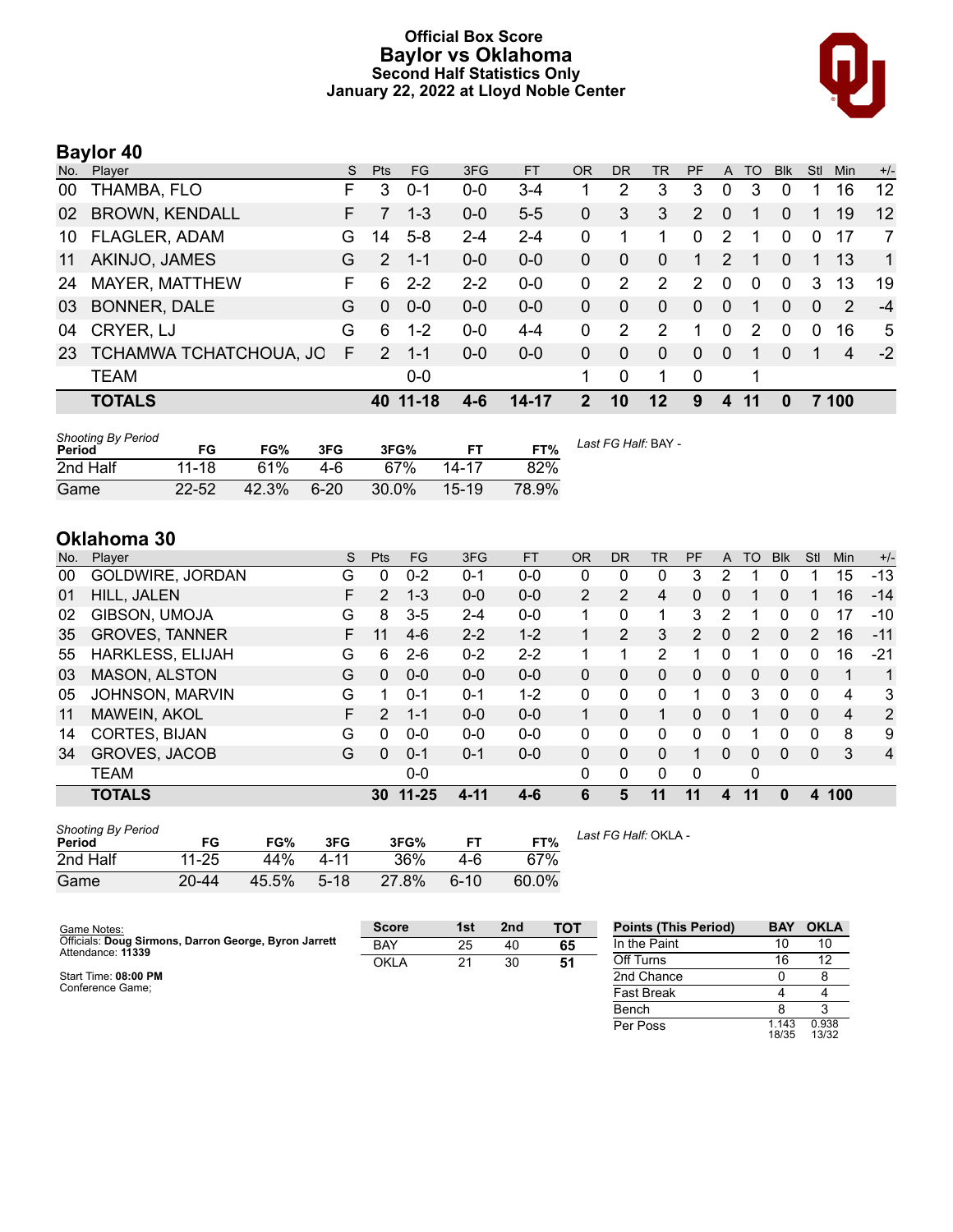# Official Box Score
## Baylor vs Oklahoma
### Second Half Statistics Only
### January 22, 2022 at Lloyd Noble Center

## Baylor 40

| No. | Player | S | Pts | FG | 3FG | FT | OR | DR | TR | PF | A | TO | Blk | Stl | Min | +/- |
|---|---|---|---|---|---|---|---|---|---|---|---|---|---|---|---|---|
| 00 | THAMBA, FLO | F | 3 | 0-1 | 0-0 | 3-4 | 1 | 2 | 3 | 3 | 0 | 3 | 0 | 1 | 16 | 12 |
| 02 | BROWN, KENDALL | F | 7 | 1-3 | 0-0 | 5-5 | 0 | 3 | 3 | 2 | 0 | 1 | 0 | 1 | 19 | 12 |
| 10 | FLAGLER, ADAM | G | 14 | 5-8 | 2-4 | 2-4 | 0 | 1 | 1 | 0 | 2 | 1 | 0 | 0 | 17 | 7 |
| 11 | AKINJO, JAMES | G | 2 | 1-1 | 0-0 | 0-0 | 0 | 0 | 0 | 1 | 2 | 1 | 0 | 1 | 13 | 1 |
| 24 | MAYER, MATTHEW | F | 6 | 2-2 | 2-2 | 0-0 | 0 | 2 | 2 | 2 | 0 | 0 | 0 | 3 | 13 | 19 |
| 03 | BONNER, DALE | G | 0 | 0-0 | 0-0 | 0-0 | 0 | 0 | 0 | 0 | 0 | 1 | 0 | 0 | 2 | -4 |
| 04 | CRYER, LJ | G | 6 | 1-2 | 0-0 | 4-4 | 0 | 2 | 2 | 1 | 0 | 2 | 0 | 0 | 16 | 5 |
| 23 | TCHAMWA TCHATCHOUA, JO | F | 2 | 1-1 | 0-0 | 0-0 | 0 | 0 | 0 | 0 | 0 | 1 | 0 | 1 | 4 | -2 |
| | TEAM | | | 0-0 | | | 1 | 0 | 1 | 0 | | 1 | | | | |
| | **TOTALS** | | **40** | **11-18** | **4-6** | **14-17** | **2** | **10** | **12** | **9** | **4** | **11** | **0** | **7** | **100** | |

*Shooting By Period*

| Period | FG | FG% | 3FG | 3FG% | FT | FT% |
|---|---|---|---|---|---|---|
| 2nd Half | 11-18 | 61% | 4-6 | 67% | 14-17 | 82% |
| Game | 22-52 | 42.3% | 6-20 | 30.0% | 15-19 | 78.9% |

*Last FG Half:* BAY -

## Oklahoma 30

| No. | Player | S | Pts | FG | 3FG | FT | OR | DR | TR | PF | A | TO | Blk | Stl | Min | +/- |
|---|---|---|---|---|---|---|---|---|---|---|---|---|---|---|---|---|
| 00 | GOLDWIRE, JORDAN | G | 0 | 0-2 | 0-1 | 0-0 | 0 | 0 | 0 | 3 | 2 | 1 | 0 | 1 | 15 | -13 |
| 01 | HILL, JALEN | F | 2 | 1-3 | 0-0 | 0-0 | 2 | 2 | 4 | 0 | 0 | 1 | 0 | 1 | 16 | -14 |
| 02 | GIBSON, UMOJA | G | 8 | 3-5 | 2-4 | 0-0 | 1 | 0 | 1 | 3 | 2 | 1 | 0 | 0 | 17 | -10 |
| 35 | GROVES, TANNER | F | 11 | 4-6 | 2-2 | 1-2 | 1 | 2 | 3 | 2 | 0 | 2 | 0 | 2 | 16 | -11 |
| 55 | HARKLESS, ELIJAH | G | 6 | 2-6 | 0-2 | 2-2 | 1 | 1 | 2 | 1 | 0 | 1 | 0 | 0 | 16 | -21 |
| 03 | MASON, ALSTON | G | 0 | 0-0 | 0-0 | 0-0 | 0 | 0 | 0 | 0 | 0 | 0 | 0 | 0 | 1 | 1 |
| 05 | JOHNSON, MARVIN | G | 1 | 0-1 | 0-1 | 1-2 | 0 | 0 | 0 | 1 | 0 | 3 | 0 | 0 | 4 | 3 |
| 11 | MAWEIN, AKOL | F | 2 | 1-1 | 0-0 | 0-0 | 1 | 0 | 1 | 0 | 0 | 1 | 0 | 0 | 4 | 2 |
| 14 | CORTES, BIJAN | G | 0 | 0-0 | 0-0 | 0-0 | 0 | 0 | 0 | 0 | 0 | 1 | 0 | 0 | 8 | 9 |
| 34 | GROVES, JACOB | G | 0 | 0-1 | 0-1 | 0-0 | 0 | 0 | 0 | 1 | 0 | 0 | 0 | 0 | 3 | 4 |
| | TEAM | | | 0-0 | | | 0 | 0 | 0 | 0 | | 0 | | | | |
| | **TOTALS** | | **30** | **11-25** | **4-11** | **4-6** | **6** | **5** | **11** | **11** | **4** | **11** | **0** | **4** | **100** | |

*Shooting By Period*

| Period | FG | FG% | 3FG | 3FG% | FT | FT% |
|---|---|---|---|---|---|---|
| 2nd Half | 11-25 | 44% | 4-11 | 36% | 4-6 | 67% |
| Game | 20-44 | 45.5% | 5-18 | 27.8% | 6-10 | 60.0% |

*Last FG Half:* OKLA -

Game Notes:
Officials: **Doug Sirmons, Darron George, Byron Jarrett**
Attendance: **11339**

Start Time: **08:00 PM**
Conference Game;

| Score | 1st | 2nd | TOT |
|---|---|---|---|
| BAY | 25 | 40 | **65** |
| OKLA | 21 | 30 | **51** |

| Points (This Period) | BAY | OKLA |
|---|---|---|
| In the Paint | 10 | 10 |
| Off Turns | 16 | 12 |
| 2nd Chance | 0 | 8 |
| Fast Break | 4 | 4 |
| Bench | 8 | 3 |
| Per Poss | 1.143 18/35 | 0.938 13/32 |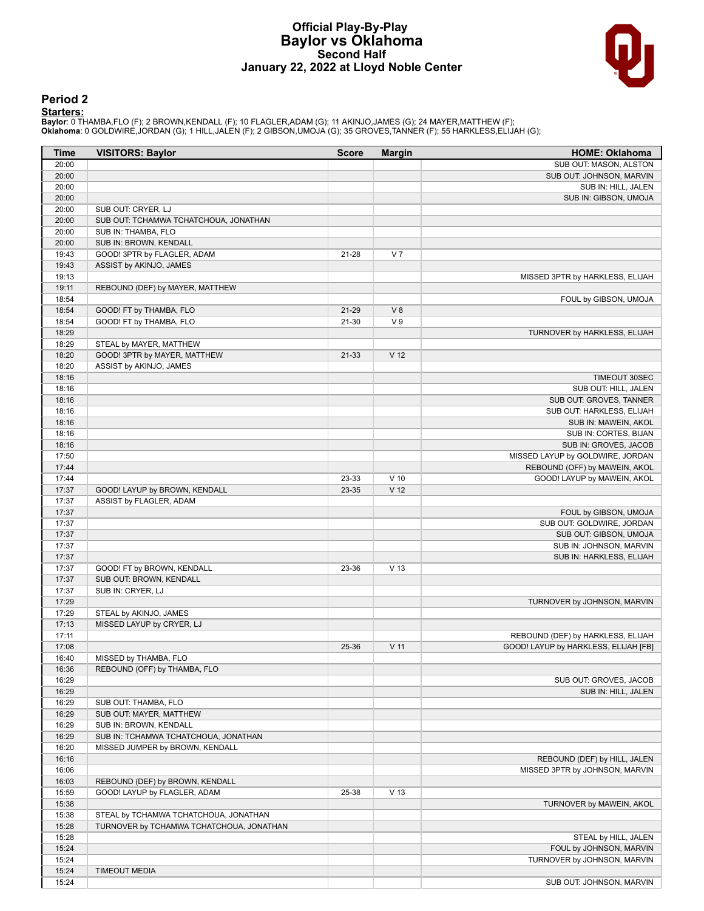# Official Play-By-Play
## Baylor vs Oklahoma
### Second Half
### January 22, 2022 at Lloyd Noble Center

## Period 2

**Starters:**

**Baylor**: 0 THAMBA,FLO (F); 2 BROWN,KENDALL (F); 10 FLAGLER,ADAM (G); 11 AKINJO,JAMES (G); 24 MAYER,MATTHEW (F);
**Oklahoma**: 0 GOLDWIRE,JORDAN (G); 1 HILL,JALEN (F); 2 GIBSON,UMOJA (G); 35 GROVES,TANNER (F); 55 HARKLESS,ELIJAH (G);

| Time | VISITORS: Baylor | Score | Margin | HOME: Oklahoma |
|---|---|---|---|---|
| 20:00 | | | | SUB OUT: MASON, ALSTON |
| 20:00 | | | | SUB OUT: JOHNSON, MARVIN |
| 20:00 | | | | SUB IN: HILL, JALEN |
| 20:00 | | | | SUB IN: GIBSON, UMOJA |
| 20:00 | SUB OUT: CRYER, LJ | | | |
| 20:00 | SUB OUT: TCHAMWA TCHATCHOUA, JONATHAN | | | |
| 20:00 | SUB IN: THAMBA, FLO | | | |
| 20:00 | SUB IN: BROWN, KENDALL | | | |
| 19:43 | GOOD! 3PTR by FLAGLER, ADAM | 21-28 | V 7 | |
| 19:43 | ASSIST by AKINJO, JAMES | | | |
| 19:13 | | | | MISSED 3PTR by HARKLESS, ELIJAH |
| 19:11 | REBOUND (DEF) by MAYER, MATTHEW | | | |
| 18:54 | | | | FOUL by GIBSON, UMOJA |
| 18:54 | GOOD! FT by THAMBA, FLO | 21-29 | V 8 | |
| 18:54 | GOOD! FT by THAMBA, FLO | 21-30 | V 9 | |
| 18:29 | | | | TURNOVER by HARKLESS, ELIJAH |
| 18:29 | STEAL by MAYER, MATTHEW | | | |
| 18:20 | GOOD! 3PTR by MAYER, MATTHEW | 21-33 | V 12 | |
| 18:20 | ASSIST by AKINJO, JAMES | | | |
| 18:16 | | | | TIMEOUT 30SEC |
| 18:16 | | | | SUB OUT: HILL, JALEN |
| 18:16 | | | | SUB OUT: GROVES, TANNER |
| 18:16 | | | | SUB OUT: HARKLESS, ELIJAH |
| 18:16 | | | | SUB IN: MAWEIN, AKOL |
| 18:16 | | | | SUB IN: CORTES, BIJAN |
| 18:16 | | | | SUB IN: GROVES, JACOB |
| 17:50 | | | | MISSED LAYUP by GOLDWIRE, JORDAN |
| 17:44 | | | | REBOUND (OFF) by MAWEIN, AKOL |
| 17:44 | | 23-33 | V 10 | GOOD! LAYUP by MAWEIN, AKOL |
| 17:37 | GOOD! LAYUP by BROWN, KENDALL | 23-35 | V 12 | |
| 17:37 | ASSIST by FLAGLER, ADAM | | | |
| 17:37 | | | | FOUL by GIBSON, UMOJA |
| 17:37 | | | | SUB OUT: GOLDWIRE, JORDAN |
| 17:37 | | | | SUB OUT: GIBSON, UMOJA |
| 17:37 | | | | SUB IN: JOHNSON, MARVIN |
| 17:37 | | | | SUB IN: HARKLESS, ELIJAH |
| 17:37 | GOOD! FT by BROWN, KENDALL | 23-36 | V 13 | |
| 17:37 | SUB OUT: BROWN, KENDALL | | | |
| 17:37 | SUB IN: CRYER, LJ | | | |
| 17:29 | | | | TURNOVER by JOHNSON, MARVIN |
| 17:29 | STEAL by AKINJO, JAMES | | | |
| 17:13 | MISSED LAYUP by CRYER, LJ | | | |
| 17:11 | | | | REBOUND (DEF) by HARKLESS, ELIJAH |
| 17:08 | | 25-36 | V 11 | GOOD! LAYUP by HARKLESS, ELIJAH [FB] |
| 16:40 | MISSED by THAMBA, FLO | | | |
| 16:36 | REBOUND (OFF) by THAMBA, FLO | | | |
| 16:29 | | | | SUB OUT: GROVES, JACOB |
| 16:29 | | | | SUB IN: HILL, JALEN |
| 16:29 | SUB OUT: THAMBA, FLO | | | |
| 16:29 | SUB OUT: MAYER, MATTHEW | | | |
| 16:29 | SUB IN: BROWN, KENDALL | | | |
| 16:29 | SUB IN: TCHAMWA TCHATCHOUA, JONATHAN | | | |
| 16:20 | MISSED JUMPER by BROWN, KENDALL | | | |
| 16:16 | | | | REBOUND (DEF) by HILL, JALEN |
| 16:06 | | | | MISSED 3PTR by JOHNSON, MARVIN |
| 16:03 | REBOUND (DEF) by BROWN, KENDALL | | | |
| 15:59 | GOOD! LAYUP by FLAGLER, ADAM | 25-38 | V 13 | |
| 15:38 | | | | TURNOVER by MAWEIN, AKOL |
| 15:38 | STEAL by TCHAMWA TCHATCHOUA, JONATHAN | | | |
| 15:28 | TURNOVER by TCHAMWA TCHATCHOUA, JONATHAN | | | |
| 15:28 | | | | STEAL by HILL, JALEN |
| 15:24 | | | | FOUL by JOHNSON, MARVIN |
| 15:24 | | | | TURNOVER by JOHNSON, MARVIN |
| 15:24 | TIMEOUT MEDIA | | | |
| 15:24 | | | | SUB OUT: JOHNSON, MARVIN |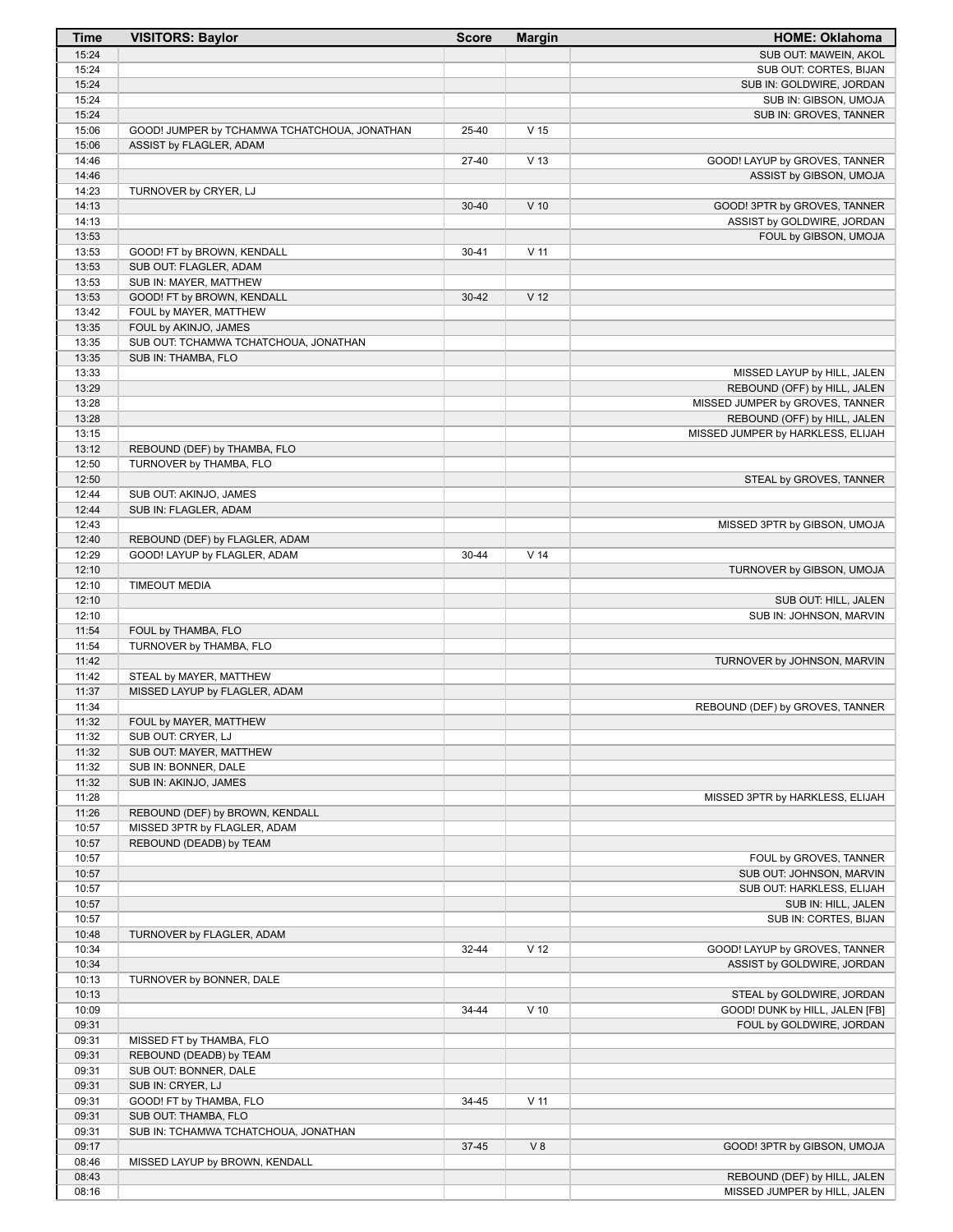| Time | VISITORS: Baylor | Score | Margin | HOME: Oklahoma |
|---|---|---|---|---|
| 15:24 | | | | SUB OUT: MAWEIN, AKOL |
| 15:24 | | | | SUB OUT: CORTES, BIJAN |
| 15:24 | | | | SUB IN: GOLDWIRE, JORDAN |
| 15:24 | | | | SUB IN: GIBSON, UMOJA |
| 15:24 | | | | SUB IN: GROVES, TANNER |
| 15:06 | GOOD! JUMPER by TCHAMWA TCHATCHOUA, JONATHAN | 25-40 | V 15 | |
| 15:06 | ASSIST by FLAGLER, ADAM | | | |
| 14:46 | | 27-40 | V 13 | GOOD! LAYUP by GROVES, TANNER |
| 14:46 | | | | ASSIST by GIBSON, UMOJA |
| 14:23 | TURNOVER by CRYER, LJ | | | |
| 14:13 | | 30-40 | V 10 | GOOD! 3PTR by GROVES, TANNER |
| 14:13 | | | | ASSIST by GOLDWIRE, JORDAN |
| 13:53 | | | | FOUL by GIBSON, UMOJA |
| 13:53 | GOOD! FT by BROWN, KENDALL | 30-41 | V 11 | |
| 13:53 | SUB OUT: FLAGLER, ADAM | | | |
| 13:53 | SUB IN: MAYER, MATTHEW | | | |
| 13:53 | GOOD! FT by BROWN, KENDALL | 30-42 | V 12 | |
| 13:42 | FOUL by MAYER, MATTHEW | | | |
| 13:35 | FOUL by AKINJO, JAMES | | | |
| 13:35 | SUB OUT: TCHAMWA TCHATCHOUA, JONATHAN | | | |
| 13:35 | SUB IN: THAMBA, FLO | | | |
| 13:33 | | | | MISSED LAYUP by HILL, JALEN |
| 13:29 | | | | REBOUND (OFF) by HILL, JALEN |
| 13:28 | | | | MISSED JUMPER by GROVES, TANNER |
| 13:28 | | | | REBOUND (OFF) by HILL, JALEN |
| 13:15 | | | | MISSED JUMPER by HARKLESS, ELIJAH |
| 13:12 | REBOUND (DEF) by THAMBA, FLO | | | |
| 12:50 | TURNOVER by THAMBA, FLO | | | |
| 12:50 | | | | STEAL by GROVES, TANNER |
| 12:44 | SUB OUT: AKINJO, JAMES | | | |
| 12:44 | SUB IN: FLAGLER, ADAM | | | |
| 12:43 | | | | MISSED 3PTR by GIBSON, UMOJA |
| 12:40 | REBOUND (DEF) by FLAGLER, ADAM | | | |
| 12:29 | GOOD! LAYUP by FLAGLER, ADAM | 30-44 | V 14 | |
| 12:10 | | | | TURNOVER by GIBSON, UMOJA |
| 12:10 | TIMEOUT MEDIA | | | |
| 12:10 | | | | SUB OUT: HILL, JALEN |
| 12:10 | | | | SUB IN: JOHNSON, MARVIN |
| 11:54 | FOUL by THAMBA, FLO | | | |
| 11:54 | TURNOVER by THAMBA, FLO | | | |
| 11:42 | | | | TURNOVER by JOHNSON, MARVIN |
| 11:42 | STEAL by MAYER, MATTHEW | | | |
| 11:37 | MISSED LAYUP by FLAGLER, ADAM | | | |
| 11:34 | | | | REBOUND (DEF) by GROVES, TANNER |
| 11:32 | FOUL by MAYER, MATTHEW | | | |
| 11:32 | SUB OUT: CRYER, LJ | | | |
| 11:32 | SUB OUT: MAYER, MATTHEW | | | |
| 11:32 | SUB IN: BONNER, DALE | | | |
| 11:32 | SUB IN: AKINJO, JAMES | | | |
| 11:28 | | | | MISSED 3PTR by HARKLESS, ELIJAH |
| 11:26 | REBOUND (DEF) by BROWN, KENDALL | | | |
| 10:57 | MISSED 3PTR by FLAGLER, ADAM | | | |
| 10:57 | REBOUND (DEADB) by TEAM | | | |
| 10:57 | | | | FOUL by GROVES, TANNER |
| 10:57 | | | | SUB OUT: JOHNSON, MARVIN |
| 10:57 | | | | SUB OUT: HARKLESS, ELIJAH |
| 10:57 | | | | SUB IN: HILL, JALEN |
| 10:57 | | | | SUB IN: CORTES, BIJAN |
| 10:48 | TURNOVER by FLAGLER, ADAM | | | |
| 10:34 | | 32-44 | V 12 | GOOD! LAYUP by GROVES, TANNER |
| 10:34 | | | | ASSIST by GOLDWIRE, JORDAN |
| 10:13 | TURNOVER by BONNER, DALE | | | |
| 10:13 | | | | STEAL by GOLDWIRE, JORDAN |
| 10:09 | | 34-44 | V 10 | GOOD! DUNK by HILL, JALEN [FB] |
| 09:31 | | | | FOUL by GOLDWIRE, JORDAN |
| 09:31 | MISSED FT by THAMBA, FLO | | | |
| 09:31 | REBOUND (DEADB) by TEAM | | | |
| 09:31 | SUB OUT: BONNER, DALE | | | |
| 09:31 | SUB IN: CRYER, LJ | | | |
| 09:31 | GOOD! FT by THAMBA, FLO | 34-45 | V 11 | |
| 09:31 | SUB OUT: THAMBA, FLO | | | |
| 09:31 | SUB IN: TCHAMWA TCHATCHOUA, JONATHAN | | | |
| 09:17 | | 37-45 | V 8 | GOOD! 3PTR by GIBSON, UMOJA |
| 08:46 | MISSED LAYUP by BROWN, KENDALL | | | |
| 08:43 | | | | REBOUND (DEF) by HILL, JALEN |
| 08:16 | | | | MISSED JUMPER by HILL, JALEN |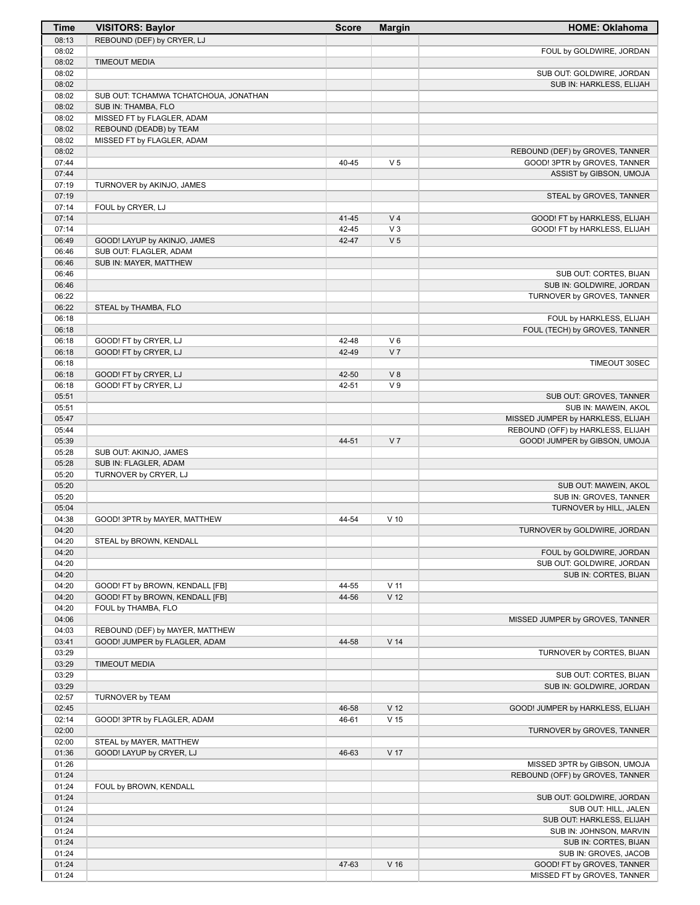| Time | VISITORS: Baylor | Score | Margin | HOME: Oklahoma |
| --- | --- | --- | --- | --- |
| 08:13 | REBOUND (DEF) by CRYER, LJ | | | |
| 08:02 | | | | FOUL by GOLDWIRE, JORDAN |
| 08:02 | TIMEOUT MEDIA | | | |
| 08:02 | | | | SUB OUT: GOLDWIRE, JORDAN |
| 08:02 | | | | SUB IN: HARKLESS, ELIJAH |
| 08:02 | SUB OUT: TCHAMWA TCHATCHOUA, JONATHAN | | | |
| 08:02 | SUB IN: THAMBA, FLO | | | |
| 08:02 | MISSED FT by FLAGLER, ADAM | | | |
| 08:02 | REBOUND (DEADB) by TEAM | | | |
| 08:02 | MISSED FT by FLAGLER, ADAM | | | |
| 08:02 | | | | REBOUND (DEF) by GROVES, TANNER |
| 07:44 | | 40-45 | V 5 | GOOD! 3PTR by GROVES, TANNER |
| 07:44 | | | | ASSIST by GIBSON, UMOJA |
| 07:19 | TURNOVER by AKINJO, JAMES | | | |
| 07:19 | | | | STEAL by GROVES, TANNER |
| 07:14 | FOUL by CRYER, LJ | | | |
| 07:14 | | 41-45 | V 4 | GOOD! FT by HARKLESS, ELIJAH |
| 07:14 | | 42-45 | V 3 | GOOD! FT by HARKLESS, ELIJAH |
| 06:49 | GOOD! LAYUP by AKINJO, JAMES | 42-47 | V 5 | |
| 06:46 | SUB OUT: FLAGLER, ADAM | | | |
| 06:46 | SUB IN: MAYER, MATTHEW | | | |
| 06:46 | | | | SUB OUT: CORTES, BIJAN |
| 06:46 | | | | SUB IN: GOLDWIRE, JORDAN |
| 06:22 | | | | TURNOVER by GROVES, TANNER |
| 06:22 | STEAL by THAMBA, FLO | | | |
| 06:18 | | | | FOUL by HARKLESS, ELIJAH |
| 06:18 | | | | FOUL (TECH) by GROVES, TANNER |
| 06:18 | GOOD! FT by CRYER, LJ | 42-48 | V 6 | |
| 06:18 | GOOD! FT by CRYER, LJ | 42-49 | V 7 | |
| 06:18 | | | | TIMEOUT 30SEC |
| 06:18 | GOOD! FT by CRYER, LJ | 42-50 | V 8 | |
| 06:18 | GOOD! FT by CRYER, LJ | 42-51 | V 9 | |
| 05:51 | | | | SUB OUT: GROVES, TANNER |
| 05:51 | | | | SUB IN: MAWEIN, AKOL |
| 05:47 | | | | MISSED JUMPER by HARKLESS, ELIJAH |
| 05:44 | | | | REBOUND (OFF) by HARKLESS, ELIJAH |
| 05:39 | | 44-51 | V 7 | GOOD! JUMPER by GIBSON, UMOJA |
| 05:28 | SUB OUT: AKINJO, JAMES | | | |
| 05:28 | SUB IN: FLAGLER, ADAM | | | |
| 05:20 | TURNOVER by CRYER, LJ | | | |
| 05:20 | | | | SUB OUT: MAWEIN, AKOL |
| 05:20 | | | | SUB IN: GROVES, TANNER |
| 05:04 | | | | TURNOVER by HILL, JALEN |
| 04:38 | GOOD! 3PTR by MAYER, MATTHEW | 44-54 | V 10 | |
| 04:20 | | | | TURNOVER by GOLDWIRE, JORDAN |
| 04:20 | STEAL by BROWN, KENDALL | | | |
| 04:20 | | | | FOUL by GOLDWIRE, JORDAN |
| 04:20 | | | | SUB OUT: GOLDWIRE, JORDAN |
| 04:20 | | | | SUB IN: CORTES, BIJAN |
| 04:20 | GOOD! FT by BROWN, KENDALL [FB] | 44-55 | V 11 | |
| 04:20 | GOOD! FT by BROWN, KENDALL [FB] | 44-56 | V 12 | |
| 04:20 | FOUL by THAMBA, FLO | | | |
| 04:06 | | | | MISSED JUMPER by GROVES, TANNER |
| 04:03 | REBOUND (DEF) by MAYER, MATTHEW | | | |
| 03:41 | GOOD! JUMPER by FLAGLER, ADAM | 44-58 | V 14 | |
| 03:29 | | | | TURNOVER by CORTES, BIJAN |
| 03:29 | TIMEOUT MEDIA | | | |
| 03:29 | | | | SUB OUT: CORTES, BIJAN |
| 03:29 | | | | SUB IN: GOLDWIRE, JORDAN |
| 02:57 | TURNOVER by TEAM | | | |
| 02:45 | | 46-58 | V 12 | GOOD! JUMPER by HARKLESS, ELIJAH |
| 02:14 | GOOD! 3PTR by FLAGLER, ADAM | 46-61 | V 15 | |
| 02:00 | | | | TURNOVER by GROVES, TANNER |
| 02:00 | STEAL by MAYER, MATTHEW | | | |
| 01:36 | GOOD! LAYUP by CRYER, LJ | 46-63 | V 17 | |
| 01:26 | | | | MISSED 3PTR by GIBSON, UMOJA |
| 01:24 | | | | REBOUND (OFF) by GROVES, TANNER |
| 01:24 | FOUL by BROWN, KENDALL | | | |
| 01:24 | | | | SUB OUT: GOLDWIRE, JORDAN |
| 01:24 | | | | SUB OUT: HILL, JALEN |
| 01:24 | | | | SUB OUT: HARKLESS, ELIJAH |
| 01:24 | | | | SUB IN: JOHNSON, MARVIN |
| 01:24 | | | | SUB IN: CORTES, BIJAN |
| 01:24 | | | | SUB IN: GROVES, JACOB |
| 01:24 | | 47-63 | V 16 | GOOD! FT by GROVES, TANNER |
| 01:24 | | | | MISSED FT by GROVES, TANNER |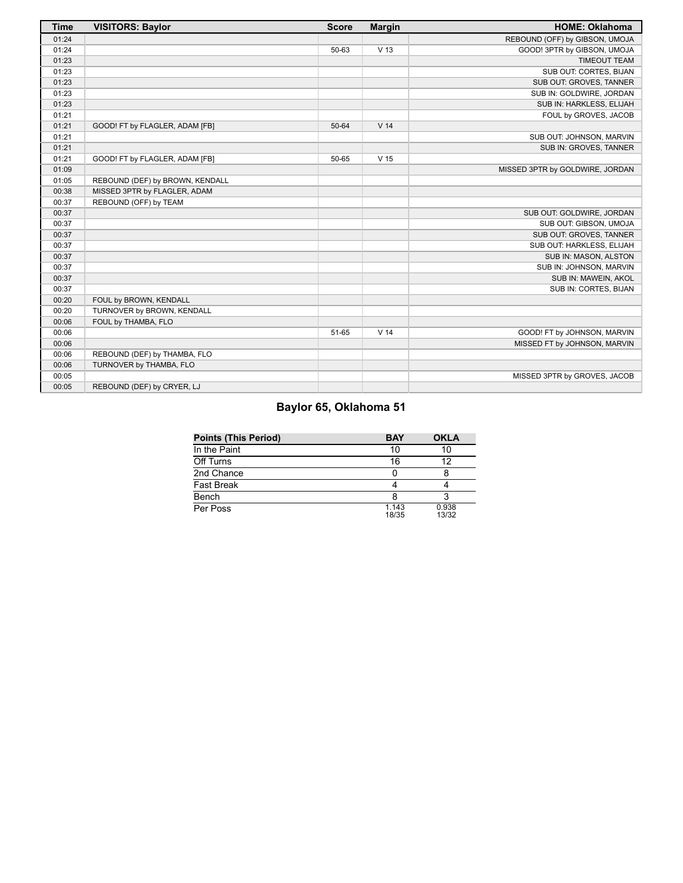| Time | VISITORS: Baylor | Score | Margin | HOME: Oklahoma |
|---|---|---|---|---|
| 01:24 | | | | REBOUND (OFF) by GIBSON, UMOJA |
| 01:24 | | 50-63 | V 13 | GOOD! 3PTR by GIBSON, UMOJA |
| 01:23 | | | | TIMEOUT TEAM |
| 01:23 | | | | SUB OUT: CORTES, BIJAN |
| 01:23 | | | | SUB OUT: GROVES, TANNER |
| 01:23 | | | | SUB IN: GOLDWIRE, JORDAN |
| 01:23 | | | | SUB IN: HARKLESS, ELIJAH |
| 01:21 | | | | FOUL by GROVES, JACOB |
| 01:21 | GOOD! FT by FLAGLER, ADAM [FB] | 50-64 | V 14 | |
| 01:21 | | | | SUB OUT: JOHNSON, MARVIN |
| 01:21 | | | | SUB IN: GROVES, TANNER |
| 01:21 | GOOD! FT by FLAGLER, ADAM [FB] | 50-65 | V 15 | |
| 01:09 | | | | MISSED 3PTR by GOLDWIRE, JORDAN |
| 01:05 | REBOUND (DEF) by BROWN, KENDALL | | | |
| 00:38 | MISSED 3PTR by FLAGLER, ADAM | | | |
| 00:37 | REBOUND (OFF) by TEAM | | | |
| 00:37 | | | | SUB OUT: GOLDWIRE, JORDAN |
| 00:37 | | | | SUB OUT: GIBSON, UMOJA |
| 00:37 | | | | SUB OUT: GROVES, TANNER |
| 00:37 | | | | SUB OUT: HARKLESS, ELIJAH |
| 00:37 | | | | SUB IN: MASON, ALSTON |
| 00:37 | | | | SUB IN: JOHNSON, MARVIN |
| 00:37 | | | | SUB IN: MAWEIN, AKOL |
| 00:37 | | | | SUB IN: CORTES, BIJAN |
| 00:20 | FOUL by BROWN, KENDALL | | | |
| 00:20 | TURNOVER by BROWN, KENDALL | | | |
| 00:06 | FOUL by THAMBA, FLO | | | |
| 00:06 | | 51-65 | V 14 | GOOD! FT by JOHNSON, MARVIN |
| 00:06 | | | | MISSED FT by JOHNSON, MARVIN |
| 00:06 | REBOUND (DEF) by THAMBA, FLO | | | |
| 00:06 | TURNOVER by THAMBA, FLO | | | |
| 00:05 | | | | MISSED 3PTR by GROVES, JACOB |
| 00:05 | REBOUND (DEF) by CRYER, LJ | | | |

## Baylor 65, Oklahoma 51

| Points (This Period) | BAY | OKLA |
|---|---|---|
| In the Paint | 10 | 10 |
| Off Turns | 16 | 12 |
| 2nd Chance | 0 | 8 |
| Fast Break | 4 | 4 |
| Bench | 8 | 3 |
| Per Poss | 1.143 18/35 | 0.938 13/32 |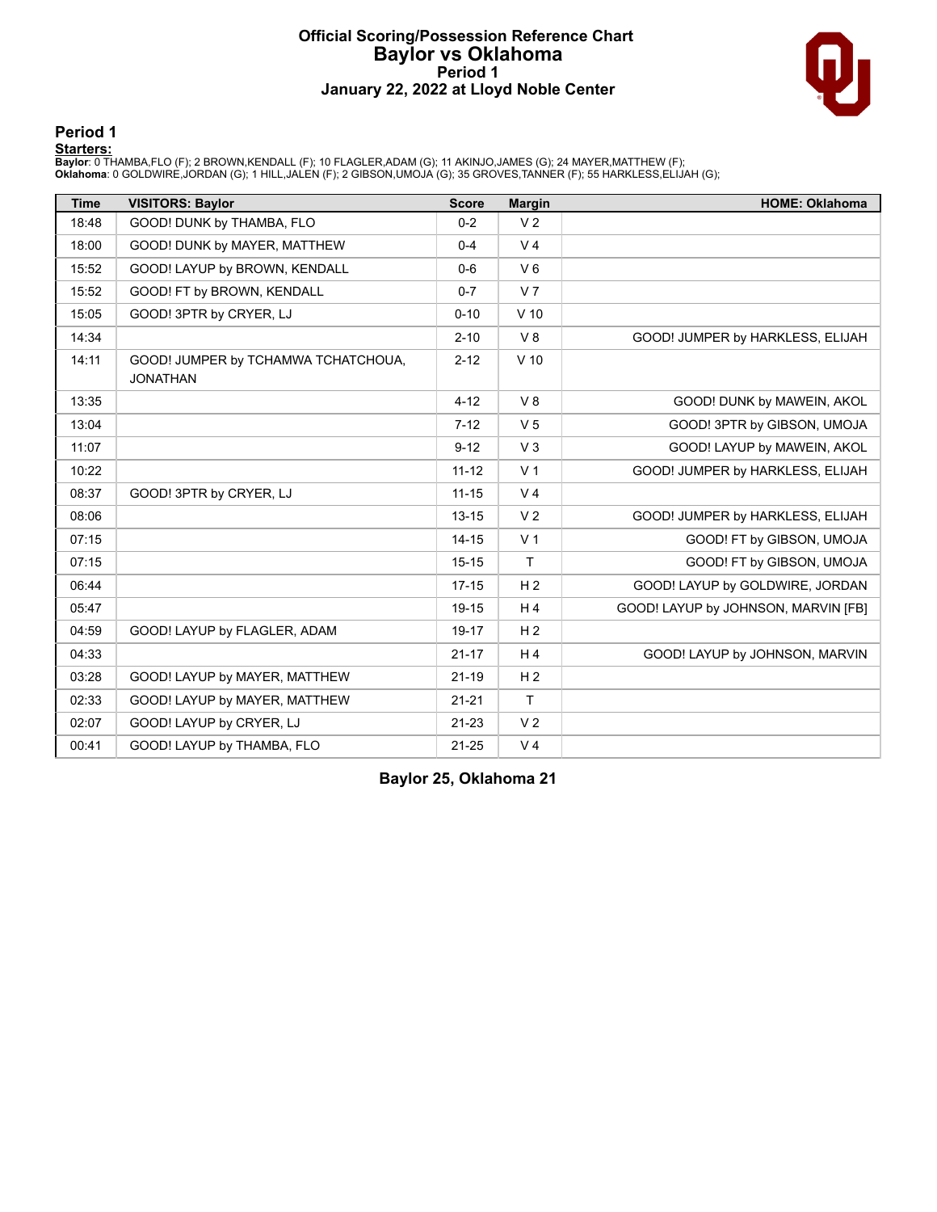# Official Scoring/Possession Reference Chart
# Baylor vs Oklahoma
## Period 1
## January 22, 2022 at Lloyd Noble Center

### Period 1

**Starters:**

**Baylor**: 0 THAMBA,FLO (F); 2 BROWN,KENDALL (F); 10 FLAGLER,ADAM (G); 11 AKINJO,JAMES (G); 24 MAYER,MATTHEW (F);
**Oklahoma**: 0 GOLDWIRE,JORDAN (G); 1 HILL,JALEN (F); 2 GIBSON,UMOJA (G); 35 GROVES,TANNER (F); 55 HARKLESS,ELIJAH (G);

| Time | VISITORS: Baylor | Score | Margin | HOME: Oklahoma |
|---|---|---|---|---|
| 18:48 | GOOD! DUNK by THAMBA, FLO | 0-2 | V 2 | |
| 18:00 | GOOD! DUNK by MAYER, MATTHEW | 0-4 | V 4 | |
| 15:52 | GOOD! LAYUP by BROWN, KENDALL | 0-6 | V 6 | |
| 15:52 | GOOD! FT by BROWN, KENDALL | 0-7 | V 7 | |
| 15:05 | GOOD! 3PTR by CRYER, LJ | 0-10 | V 10 | |
| 14:34 | | 2-10 | V 8 | GOOD! JUMPER by HARKLESS, ELIJAH |
| 14:11 | GOOD! JUMPER by TCHAMWA TCHATCHOUA, JONATHAN | 2-12 | V 10 | |
| 13:35 | | 4-12 | V 8 | GOOD! DUNK by MAWEIN, AKOL |
| 13:04 | | 7-12 | V 5 | GOOD! 3PTR by GIBSON, UMOJA |
| 11:07 | | 9-12 | V 3 | GOOD! LAYUP by MAWEIN, AKOL |
| 10:22 | | 11-12 | V 1 | GOOD! JUMPER by HARKLESS, ELIJAH |
| 08:37 | GOOD! 3PTR by CRYER, LJ | 11-15 | V 4 | |
| 08:06 | | 13-15 | V 2 | GOOD! JUMPER by HARKLESS, ELIJAH |
| 07:15 | | 14-15 | V 1 | GOOD! FT by GIBSON, UMOJA |
| 07:15 | | 15-15 | T | GOOD! FT by GIBSON, UMOJA |
| 06:44 | | 17-15 | H 2 | GOOD! LAYUP by GOLDWIRE, JORDAN |
| 05:47 | | 19-15 | H 4 | GOOD! LAYUP by JOHNSON, MARVIN [FB] |
| 04:59 | GOOD! LAYUP by FLAGLER, ADAM | 19-17 | H 2 | |
| 04:33 | | 21-17 | H 4 | GOOD! LAYUP by JOHNSON, MARVIN |
| 03:28 | GOOD! LAYUP by MAYER, MATTHEW | 21-19 | H 2 | |
| 02:33 | GOOD! LAYUP by MAYER, MATTHEW | 21-21 | T | |
| 02:07 | GOOD! LAYUP by CRYER, LJ | 21-23 | V 2 | |
| 00:41 | GOOD! LAYUP by THAMBA, FLO | 21-25 | V 4 | |

**Baylor 25, Oklahoma 21**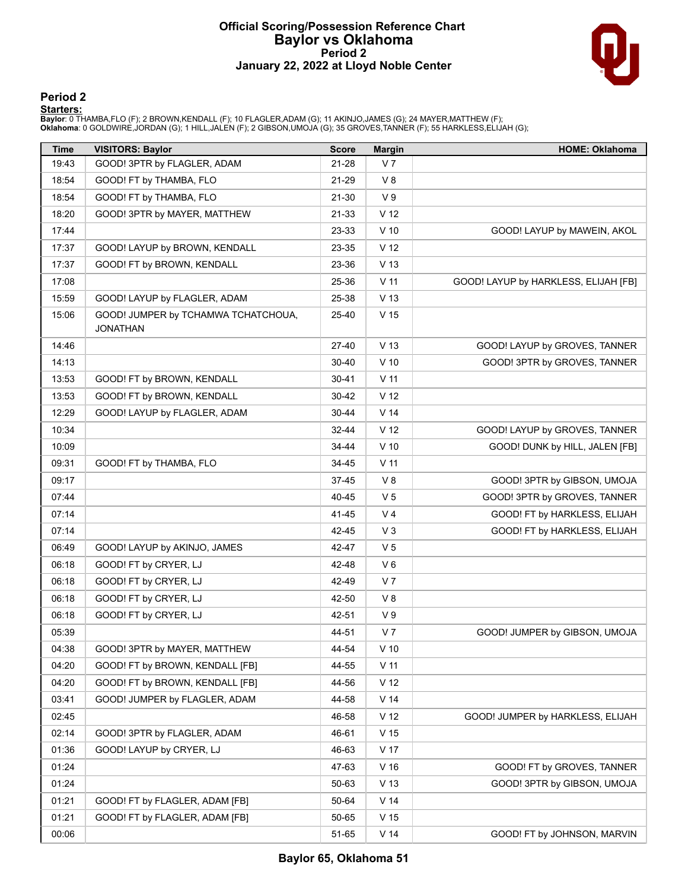# Official Scoring/Possession Reference Chart
## Baylor vs Oklahoma
### Period 2
### January 22, 2022 at Lloyd Noble Center

## Period 2

**Starters:**

**Baylor**: 0 THAMBA,FLO (F); 2 BROWN,KENDALL (F); 10 FLAGLER,ADAM (G); 11 AKINJO,JAMES (G); 24 MAYER,MATTHEW (F);
**Oklahoma**: 0 GOLDWIRE,JORDAN (G); 1 HILL,JALEN (F); 2 GIBSON,UMOJA (G); 35 GROVES,TANNER (F); 55 HARKLESS,ELIJAH (G);

| Time | VISITORS: Baylor | Score | Margin | HOME: Oklahoma |
|---|---|---|---|---|
| 19:43 | GOOD! 3PTR by FLAGLER, ADAM | 21-28 | V 7 | |
| 18:54 | GOOD! FT by THAMBA, FLO | 21-29 | V 8 | |
| 18:54 | GOOD! FT by THAMBA, FLO | 21-30 | V 9 | |
| 18:20 | GOOD! 3PTR by MAYER, MATTHEW | 21-33 | V 12 | |
| 17:44 | | 23-33 | V 10 | GOOD! LAYUP by MAWEIN, AKOL |
| 17:37 | GOOD! LAYUP by BROWN, KENDALL | 23-35 | V 12 | |
| 17:37 | GOOD! FT by BROWN, KENDALL | 23-36 | V 13 | |
| 17:08 | | 25-36 | V 11 | GOOD! LAYUP by HARKLESS, ELIJAH [FB] |
| 15:59 | GOOD! LAYUP by FLAGLER, ADAM | 25-38 | V 13 | |
| 15:06 | GOOD! JUMPER by TCHAMWA TCHATCHOUA, JONATHAN | 25-40 | V 15 | |
| 14:46 | | 27-40 | V 13 | GOOD! LAYUP by GROVES, TANNER |
| 14:13 | | 30-40 | V 10 | GOOD! 3PTR by GROVES, TANNER |
| 13:53 | GOOD! FT by BROWN, KENDALL | 30-41 | V 11 | |
| 13:53 | GOOD! FT by BROWN, KENDALL | 30-42 | V 12 | |
| 12:29 | GOOD! LAYUP by FLAGLER, ADAM | 30-44 | V 14 | |
| 10:34 | | 32-44 | V 12 | GOOD! LAYUP by GROVES, TANNER |
| 10:09 | | 34-44 | V 10 | GOOD! DUNK by HILL, JALEN [FB] |
| 09:31 | GOOD! FT by THAMBA, FLO | 34-45 | V 11 | |
| 09:17 | | 37-45 | V 8 | GOOD! 3PTR by GIBSON, UMOJA |
| 07:44 | | 40-45 | V 5 | GOOD! 3PTR by GROVES, TANNER |
| 07:14 | | 41-45 | V 4 | GOOD! FT by HARKLESS, ELIJAH |
| 07:14 | | 42-45 | V 3 | GOOD! FT by HARKLESS, ELIJAH |
| 06:49 | GOOD! LAYUP by AKINJO, JAMES | 42-47 | V 5 | |
| 06:18 | GOOD! FT by CRYER, LJ | 42-48 | V 6 | |
| 06:18 | GOOD! FT by CRYER, LJ | 42-49 | V 7 | |
| 06:18 | GOOD! FT by CRYER, LJ | 42-50 | V 8 | |
| 06:18 | GOOD! FT by CRYER, LJ | 42-51 | V 9 | |
| 05:39 | | 44-51 | V 7 | GOOD! JUMPER by GIBSON, UMOJA |
| 04:38 | GOOD! 3PTR by MAYER, MATTHEW | 44-54 | V 10 | |
| 04:20 | GOOD! FT by BROWN, KENDALL [FB] | 44-55 | V 11 | |
| 04:20 | GOOD! FT by BROWN, KENDALL [FB] | 44-56 | V 12 | |
| 03:41 | GOOD! JUMPER by FLAGLER, ADAM | 44-58 | V 14 | |
| 02:45 | | 46-58 | V 12 | GOOD! JUMPER by HARKLESS, ELIJAH |
| 02:14 | GOOD! 3PTR by FLAGLER, ADAM | 46-61 | V 15 | |
| 01:36 | GOOD! LAYUP by CRYER, LJ | 46-63 | V 17 | |
| 01:24 | | 47-63 | V 16 | GOOD! FT by GROVES, TANNER |
| 01:24 | | 50-63 | V 13 | GOOD! 3PTR by GIBSON, UMOJA |
| 01:21 | GOOD! FT by FLAGLER, ADAM [FB] | 50-64 | V 14 | |
| 01:21 | GOOD! FT by FLAGLER, ADAM [FB] | 50-65 | V 15 | |
| 00:06 | | 51-65 | V 14 | GOOD! FT by JOHNSON, MARVIN |

**Baylor 65, Oklahoma 51**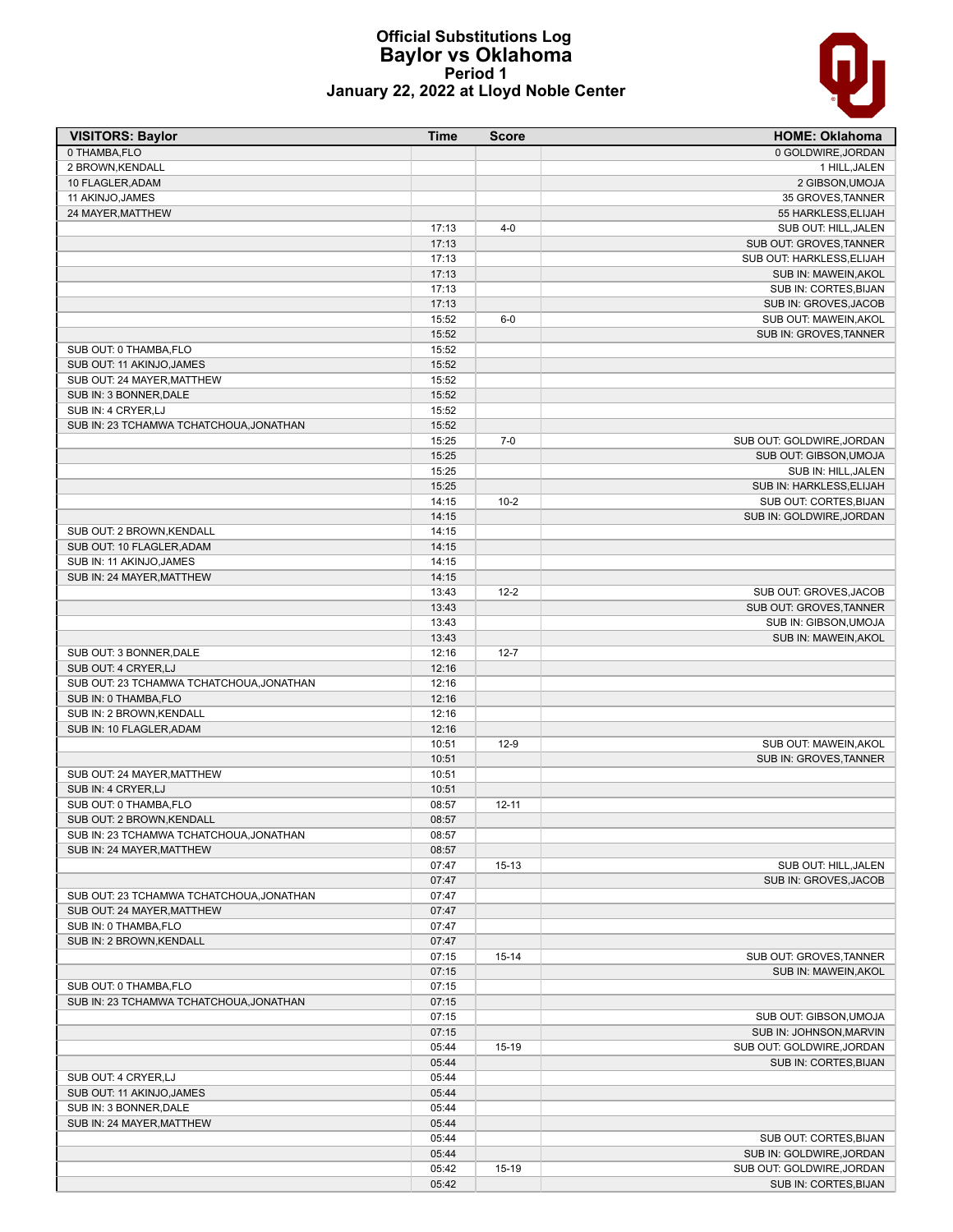# Official Substitutions Log
## Baylor vs Oklahoma
### Period 1
### January 22, 2022 at Lloyd Noble Center

| VISITORS: Baylor | Time | Score | HOME: Oklahoma |
|---|---|---|---|
| 0 THAMBA,FLO | | | 0 GOLDWIRE,JORDAN |
| 2 BROWN,KENDALL | | | 1 HILL,JALEN |
| 10 FLAGLER,ADAM | | | 2 GIBSON,UMOJA |
| 11 AKINJO,JAMES | | | 35 GROVES,TANNER |
| 24 MAYER,MATTHEW | | | 55 HARKLESS,ELIJAH |
| | 17:13 | 4-0 | SUB OUT: HILL,JALEN |
| | 17:13 | | SUB OUT: GROVES,TANNER |
| | 17:13 | | SUB OUT: HARKLESS,ELIJAH |
| | 17:13 | | SUB IN: MAWEIN,AKOL |
| | 17:13 | | SUB IN: CORTES,BIJAN |
| | 17:13 | | SUB IN: GROVES,JACOB |
| | 15:52 | 6-0 | SUB OUT: MAWEIN,AKOL |
| | 15:52 | | SUB IN: GROVES,TANNER |
| SUB OUT: 0 THAMBA,FLO | 15:52 | | |
| SUB OUT: 11 AKINJO,JAMES | 15:52 | | |
| SUB OUT: 24 MAYER,MATTHEW | 15:52 | | |
| SUB IN: 3 BONNER,DALE | 15:52 | | |
| SUB IN: 4 CRYER,LJ | 15:52 | | |
| SUB IN: 23 TCHAMWA TCHATCHOUA,JONATHAN | 15:52 | | |
| | 15:25 | 7-0 | SUB OUT: GOLDWIRE,JORDAN |
| | 15:25 | | SUB OUT: GIBSON,UMOJA |
| | 15:25 | | SUB IN: HILL,JALEN |
| | 15:25 | | SUB IN: HARKLESS,ELIJAH |
| | 14:15 | 10-2 | SUB OUT: CORTES,BIJAN |
| | 14:15 | | SUB IN: GOLDWIRE,JORDAN |
| SUB OUT: 2 BROWN,KENDALL | 14:15 | | |
| SUB OUT: 10 FLAGLER,ADAM | 14:15 | | |
| SUB IN: 11 AKINJO,JAMES | 14:15 | | |
| SUB IN: 24 MAYER,MATTHEW | 14:15 | | |
| | 13:43 | 12-2 | SUB OUT: GROVES,JACOB |
| | 13:43 | | SUB OUT: GROVES,TANNER |
| | 13:43 | | SUB IN: GIBSON,UMOJA |
| | 13:43 | | SUB IN: MAWEIN,AKOL |
| SUB OUT: 3 BONNER,DALE | 12:16 | 12-7 | |
| SUB OUT: 4 CRYER,LJ | 12:16 | | |
| SUB OUT: 23 TCHAMWA TCHATCHOUA,JONATHAN | 12:16 | | |
| SUB IN: 0 THAMBA,FLO | 12:16 | | |
| SUB IN: 2 BROWN,KENDALL | 12:16 | | |
| SUB IN: 10 FLAGLER,ADAM | 12:16 | | |
| | 10:51 | 12-9 | SUB OUT: MAWEIN,AKOL |
| | 10:51 | | SUB IN: GROVES,TANNER |
| SUB OUT: 24 MAYER,MATTHEW | 10:51 | | |
| SUB IN: 4 CRYER,LJ | 10:51 | | |
| SUB OUT: 0 THAMBA,FLO | 08:57 | 12-11 | |
| SUB OUT: 2 BROWN,KENDALL | 08:57 | | |
| SUB IN: 23 TCHAMWA TCHATCHOUA,JONATHAN | 08:57 | | |
| SUB IN: 24 MAYER,MATTHEW | 08:57 | | |
| | 07:47 | 15-13 | SUB OUT: HILL,JALEN |
| | 07:47 | | SUB IN: GROVES,JACOB |
| SUB OUT: 23 TCHAMWA TCHATCHOUA,JONATHAN | 07:47 | | |
| SUB OUT: 24 MAYER,MATTHEW | 07:47 | | |
| SUB IN: 0 THAMBA,FLO | 07:47 | | |
| SUB IN: 2 BROWN,KENDALL | 07:47 | | |
| | 07:15 | 15-14 | SUB OUT: GROVES,TANNER |
| | 07:15 | | SUB IN: MAWEIN,AKOL |
| SUB OUT: 0 THAMBA,FLO | 07:15 | | |
| SUB IN: 23 TCHAMWA TCHATCHOUA,JONATHAN | 07:15 | | |
| | 07:15 | | SUB OUT: GIBSON,UMOJA |
| | 07:15 | | SUB IN: JOHNSON,MARVIN |
| | 05:44 | 15-19 | SUB OUT: GOLDWIRE,JORDAN |
| | 05:44 | | SUB IN: CORTES,BIJAN |
| SUB OUT: 4 CRYER,LJ | 05:44 | | |
| SUB OUT: 11 AKINJO,JAMES | 05:44 | | |
| SUB IN: 3 BONNER,DALE | 05:44 | | |
| SUB IN: 24 MAYER,MATTHEW | 05:44 | | |
| | 05:44 | | SUB OUT: CORTES,BIJAN |
| | 05:44 | | SUB IN: GOLDWIRE,JORDAN |
| | 05:42 | 15-19 | SUB OUT: GOLDWIRE,JORDAN |
| | 05:42 | | SUB IN: CORTES,BIJAN |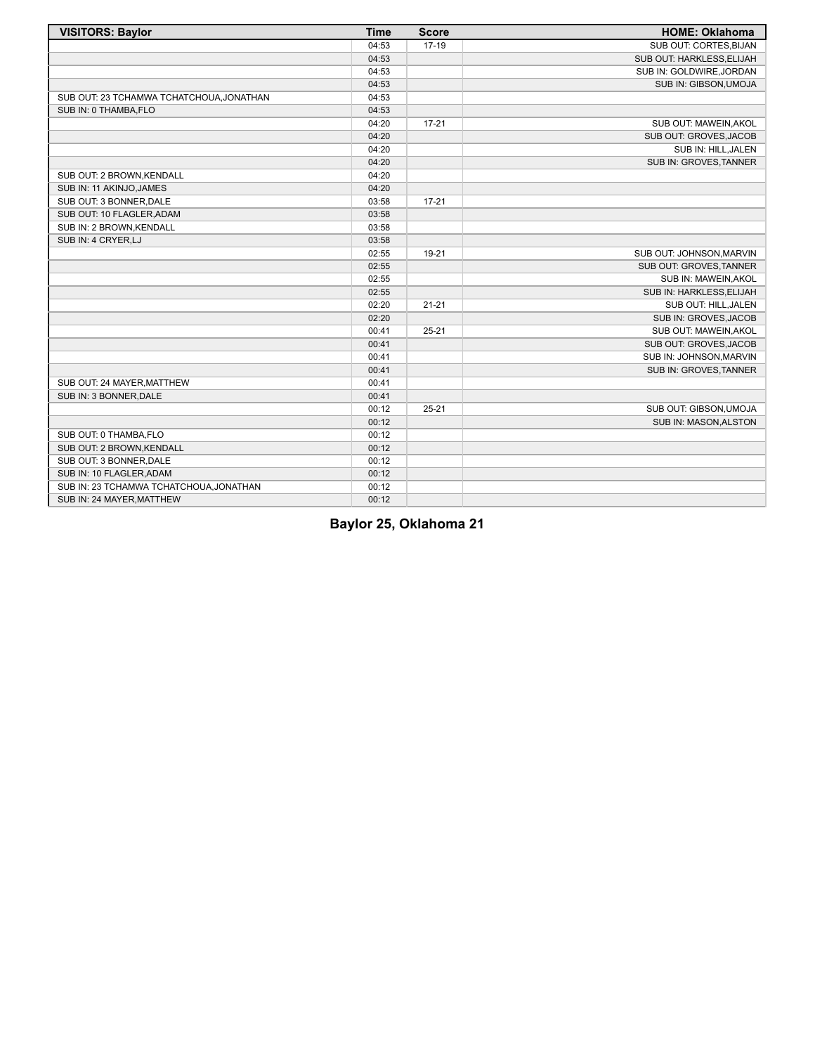| VISITORS: Baylor | Time | Score | HOME: Oklahoma |
|---|---|---|---|
| | 04:53 | 17-19 | SUB OUT: CORTES,BIJAN |
| | 04:53 | | SUB OUT: HARKLESS,ELIJAH |
| | 04:53 | | SUB IN: GOLDWIRE,JORDAN |
| | 04:53 | | SUB IN: GIBSON,UMOJA |
| SUB OUT: 23 TCHAMWA TCHATCHOUA,JONATHAN | 04:53 | | |
| SUB IN: 0 THAMBA,FLO | 04:53 | | |
| | 04:20 | 17-21 | SUB OUT: MAWEIN,AKOL |
| | 04:20 | | SUB OUT: GROVES,JACOB |
| | 04:20 | | SUB IN: HILL,JALEN |
| | 04:20 | | SUB IN: GROVES,TANNER |
| SUB OUT: 2 BROWN,KENDALL | 04:20 | | |
| SUB IN: 11 AKINJO,JAMES | 04:20 | | |
| SUB OUT: 3 BONNER,DALE | 03:58 | 17-21 | |
| SUB OUT: 10 FLAGLER,ADAM | 03:58 | | |
| SUB IN: 2 BROWN,KENDALL | 03:58 | | |
| SUB IN: 4 CRYER,LJ | 03:58 | | |
| | 02:55 | 19-21 | SUB OUT: JOHNSON,MARVIN |
| | 02:55 | | SUB OUT: GROVES,TANNER |
| | 02:55 | | SUB IN: MAWEIN,AKOL |
| | 02:55 | | SUB IN: HARKLESS,ELIJAH |
| | 02:20 | 21-21 | SUB OUT: HILL,JALEN |
| | 02:20 | | SUB IN: GROVES,JACOB |
| | 00:41 | 25-21 | SUB OUT: MAWEIN,AKOL |
| | 00:41 | | SUB OUT: GROVES,JACOB |
| | 00:41 | | SUB IN: JOHNSON,MARVIN |
| | 00:41 | | SUB IN: GROVES,TANNER |
| SUB OUT: 24 MAYER,MATTHEW | 00:41 | | |
| SUB IN: 3 BONNER,DALE | 00:41 | | |
| | 00:12 | 25-21 | SUB OUT: GIBSON,UMOJA |
| | 00:12 | | SUB IN: MASON,ALSTON |
| SUB OUT: 0 THAMBA,FLO | 00:12 | | |
| SUB OUT: 2 BROWN,KENDALL | 00:12 | | |
| SUB OUT: 3 BONNER,DALE | 00:12 | | |
| SUB IN: 10 FLAGLER,ADAM | 00:12 | | |
| SUB IN: 23 TCHAMWA TCHATCHOUA,JONATHAN | 00:12 | | |
| SUB IN: 24 MAYER,MATTHEW | 00:12 | | |

**Baylor 25, Oklahoma 21**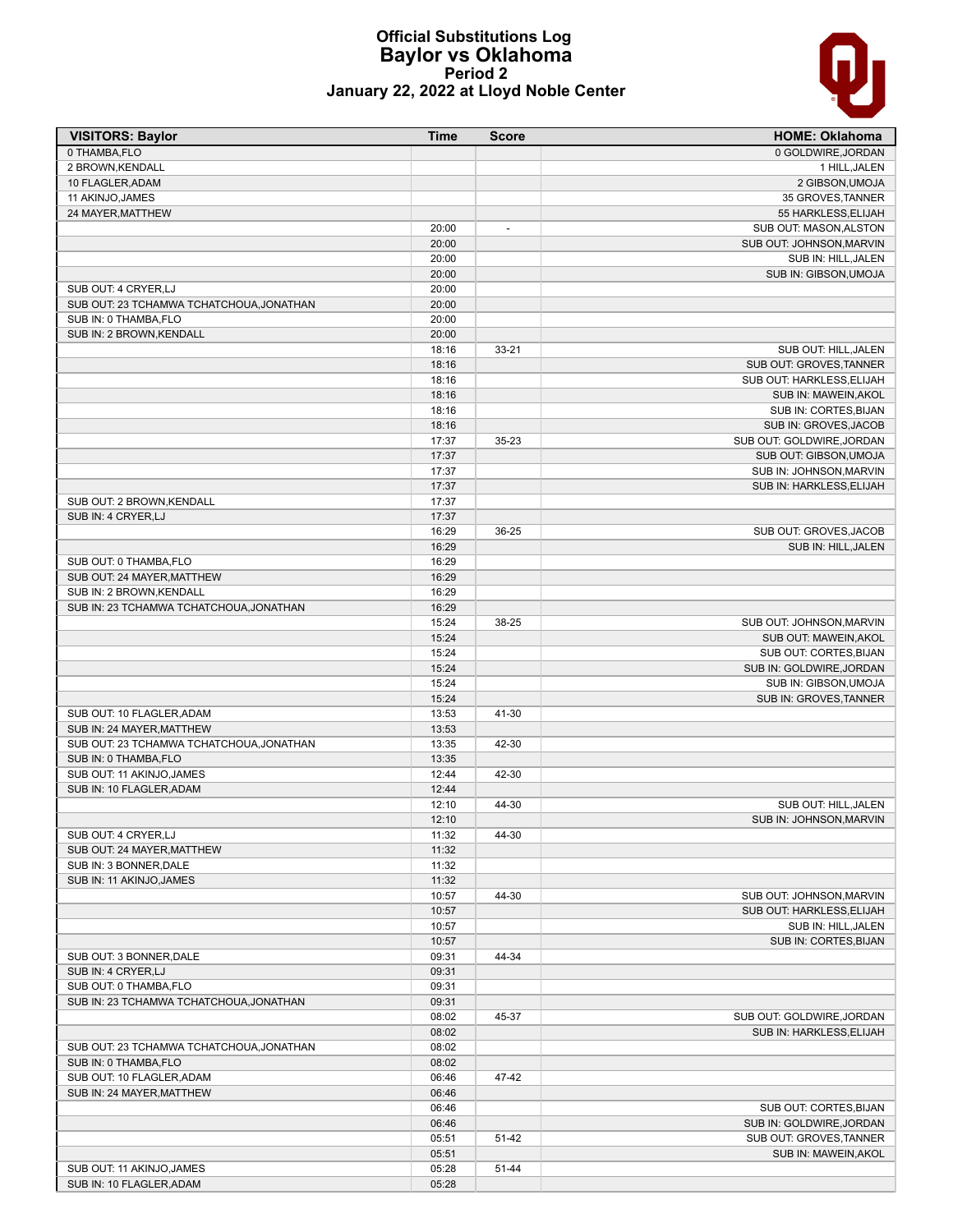# Official Substitutions Log
## Baylor vs Oklahoma
### Period 2
### January 22, 2022 at Lloyd Noble Center

| VISITORS: Baylor | Time | Score | HOME: Oklahoma |
|---|---|---|---|
| 0 THAMBA,FLO | | | 0 GOLDWIRE,JORDAN |
| 2 BROWN,KENDALL | | | 1 HILL,JALEN |
| 10 FLAGLER,ADAM | | | 2 GIBSON,UMOJA |
| 11 AKINJO,JAMES | | | 35 GROVES,TANNER |
| 24 MAYER,MATTHEW | | | 55 HARKLESS,ELIJAH |
| | 20:00 | - | SUB OUT: MASON,ALSTON |
| | 20:00 | | SUB OUT: JOHNSON,MARVIN |
| | 20:00 | | SUB IN: HILL,JALEN |
| | 20:00 | | SUB IN: GIBSON,UMOJA |
| SUB OUT: 4 CRYER,LJ | 20:00 | | |
| SUB OUT: 23 TCHAMWA TCHATCHOUA,JONATHAN | 20:00 | | |
| SUB IN: 0 THAMBA,FLO | 20:00 | | |
| SUB IN: 2 BROWN,KENDALL | 20:00 | | |
| | 18:16 | 33-21 | SUB OUT: HILL,JALEN |
| | 18:16 | | SUB OUT: GROVES,TANNER |
| | 18:16 | | SUB OUT: HARKLESS,ELIJAH |
| | 18:16 | | SUB IN: MAWEIN,AKOL |
| | 18:16 | | SUB IN: CORTES,BIJAN |
| | 18:16 | | SUB IN: GROVES,JACOB |
| | 17:37 | 35-23 | SUB OUT: GOLDWIRE,JORDAN |
| | 17:37 | | SUB OUT: GIBSON,UMOJA |
| | 17:37 | | SUB IN: JOHNSON,MARVIN |
| | 17:37 | | SUB IN: HARKLESS,ELIJAH |
| SUB OUT: 2 BROWN,KENDALL | 17:37 | | |
| SUB IN: 4 CRYER,LJ | 17:37 | | |
| | 16:29 | 36-25 | SUB OUT: GROVES,JACOB |
| | 16:29 | | SUB IN: HILL,JALEN |
| SUB OUT: 0 THAMBA,FLO | 16:29 | | |
| SUB OUT: 24 MAYER,MATTHEW | 16:29 | | |
| SUB IN: 2 BROWN,KENDALL | 16:29 | | |
| SUB IN: 23 TCHAMWA TCHATCHOUA,JONATHAN | 16:29 | | |
| | 15:24 | 38-25 | SUB OUT: JOHNSON,MARVIN |
| | 15:24 | | SUB OUT: MAWEIN,AKOL |
| | 15:24 | | SUB OUT: CORTES,BIJAN |
| | 15:24 | | SUB IN: GOLDWIRE,JORDAN |
| | 15:24 | | SUB IN: GIBSON,UMOJA |
| | 15:24 | | SUB IN: GROVES,TANNER |
| SUB OUT: 10 FLAGLER,ADAM | 13:53 | 41-30 | |
| SUB IN: 24 MAYER,MATTHEW | 13:53 | | |
| SUB OUT: 23 TCHAMWA TCHATCHOUA,JONATHAN | 13:35 | 42-30 | |
| SUB IN: 0 THAMBA,FLO | 13:35 | | |
| SUB OUT: 11 AKINJO,JAMES | 12:44 | 42-30 | |
| SUB IN: 10 FLAGLER,ADAM | 12:44 | | |
| | 12:10 | 44-30 | SUB OUT: HILL,JALEN |
| | 12:10 | | SUB IN: JOHNSON,MARVIN |
| SUB OUT: 4 CRYER,LJ | 11:32 | 44-30 | |
| SUB OUT: 24 MAYER,MATTHEW | 11:32 | | |
| SUB IN: 3 BONNER,DALE | 11:32 | | |
| SUB IN: 11 AKINJO,JAMES | 11:32 | | |
| | 10:57 | 44-30 | SUB OUT: JOHNSON,MARVIN |
| | 10:57 | | SUB OUT: HARKLESS,ELIJAH |
| | 10:57 | | SUB IN: HILL,JALEN |
| | 10:57 | | SUB IN: CORTES,BIJAN |
| SUB OUT: 3 BONNER,DALE | 09:31 | 44-34 | |
| SUB IN: 4 CRYER,LJ | 09:31 | | |
| SUB OUT: 0 THAMBA,FLO | 09:31 | | |
| SUB IN: 23 TCHAMWA TCHATCHOUA,JONATHAN | 09:31 | | |
| | 08:02 | 45-37 | SUB OUT: GOLDWIRE,JORDAN |
| | 08:02 | | SUB IN: HARKLESS,ELIJAH |
| SUB OUT: 23 TCHAMWA TCHATCHOUA,JONATHAN | 08:02 | | |
| SUB IN: 0 THAMBA,FLO | 08:02 | | |
| SUB OUT: 10 FLAGLER,ADAM | 06:46 | 47-42 | |
| SUB IN: 24 MAYER,MATTHEW | 06:46 | | |
| | 06:46 | | SUB OUT: CORTES,BIJAN |
| | 06:46 | | SUB IN: GOLDWIRE,JORDAN |
| | 05:51 | 51-42 | SUB OUT: GROVES,TANNER |
| | 05:51 | | SUB IN: MAWEIN,AKOL |
| SUB OUT: 11 AKINJO,JAMES | 05:28 | 51-44 | |
| SUB IN: 10 FLAGLER,ADAM | 05:28 | | |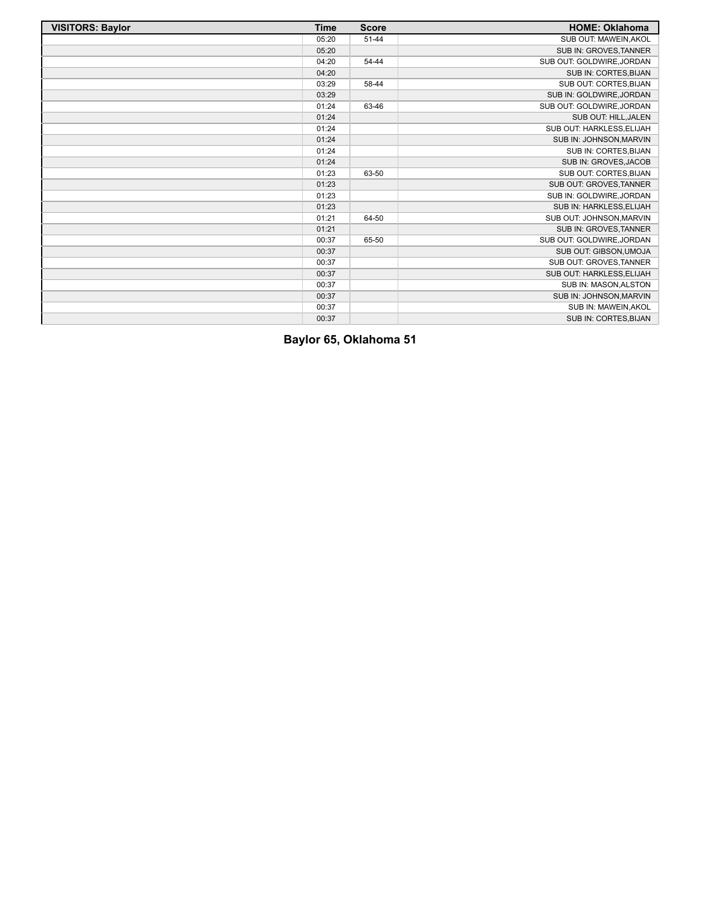| VISITORS: Baylor | Time | Score | HOME: Oklahoma |
|---|---|---|---|
| | 05:20 | 51-44 | SUB OUT: MAWEIN,AKOL |
| | 05:20 | | SUB IN: GROVES,TANNER |
| | 04:20 | 54-44 | SUB OUT: GOLDWIRE,JORDAN |
| | 04:20 | | SUB IN: CORTES,BIJAN |
| | 03:29 | 58-44 | SUB OUT: CORTES,BIJAN |
| | 03:29 | | SUB IN: GOLDWIRE,JORDAN |
| | 01:24 | 63-46 | SUB OUT: GOLDWIRE,JORDAN |
| | 01:24 | | SUB OUT: HILL,JALEN |
| | 01:24 | | SUB OUT: HARKLESS,ELIJAH |
| | 01:24 | | SUB IN: JOHNSON,MARVIN |
| | 01:24 | | SUB IN: CORTES,BIJAN |
| | 01:24 | | SUB IN: GROVES,JACOB |
| | 01:23 | 63-50 | SUB OUT: CORTES,BIJAN |
| | 01:23 | | SUB OUT: GROVES,TANNER |
| | 01:23 | | SUB IN: GOLDWIRE,JORDAN |
| | 01:23 | | SUB IN: HARKLESS,ELIJAH |
| | 01:21 | 64-50 | SUB OUT: JOHNSON,MARVIN |
| | 01:21 | | SUB IN: GROVES,TANNER |
| | 00:37 | 65-50 | SUB OUT: GOLDWIRE,JORDAN |
| | 00:37 | | SUB OUT: GIBSON,UMOJA |
| | 00:37 | | SUB OUT: GROVES,TANNER |
| | 00:37 | | SUB OUT: HARKLESS,ELIJAH |
| | 00:37 | | SUB IN: MASON,ALSTON |
| | 00:37 | | SUB IN: JOHNSON,MARVIN |
| | 00:37 | | SUB IN: MAWEIN,AKOL |
| | 00:37 | | SUB IN: CORTES,BIJAN |

**Baylor 65, Oklahoma 51**